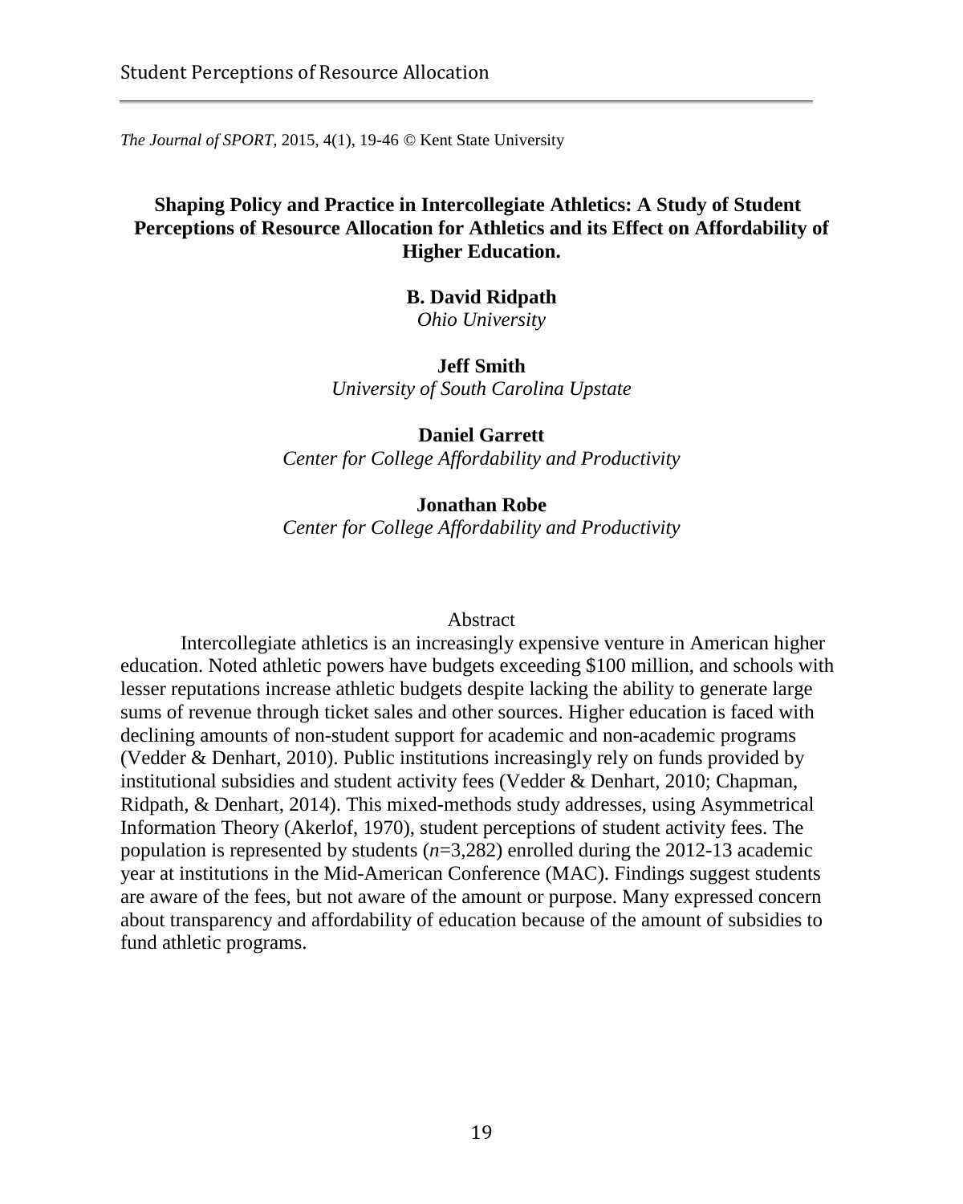*The Journal of SPORT*, 2015, 4(1), 19-46 © Kent State University

# Shaping Policy and Practice in Intercollegiate Athletics: A Study of Student Perceptions of Resource Allocation for Athletics and its Effect on Affordability of Higher Education.

**B. David Ridpath**
*Ohio University*

**Jeff Smith**
*University of South Carolina Upstate*

**Daniel Garrett**
*Center for College Affordability and Productivity*

**Jonathan Robe**
*Center for College Affordability and Productivity*

## Abstract

Intercollegiate athletics is an increasingly expensive venture in American higher education. Noted athletic powers have budgets exceeding $100 million, and schools with lesser reputations increase athletic budgets despite lacking the ability to generate large sums of revenue through ticket sales and other sources. Higher education is faced with declining amounts of non-student support for academic and non-academic programs (Vedder & Denhart, 2010). Public institutions increasingly rely on funds provided by institutional subsidies and student activity fees (Vedder & Denhart, 2010; Chapman, Ridpath, & Denhart, 2014). This mixed-methods study addresses, using Asymmetrical Information Theory (Akerlof, 1970), student perceptions of student activity fees. The population is represented by students ($n$=3,282) enrolled during the 2012-13 academic year at institutions in the Mid-American Conference (MAC). Findings suggest students are aware of the fees, but not aware of the amount or purpose. Many expressed concern about transparency and affordability of education because of the amount of subsidies to fund athletic programs.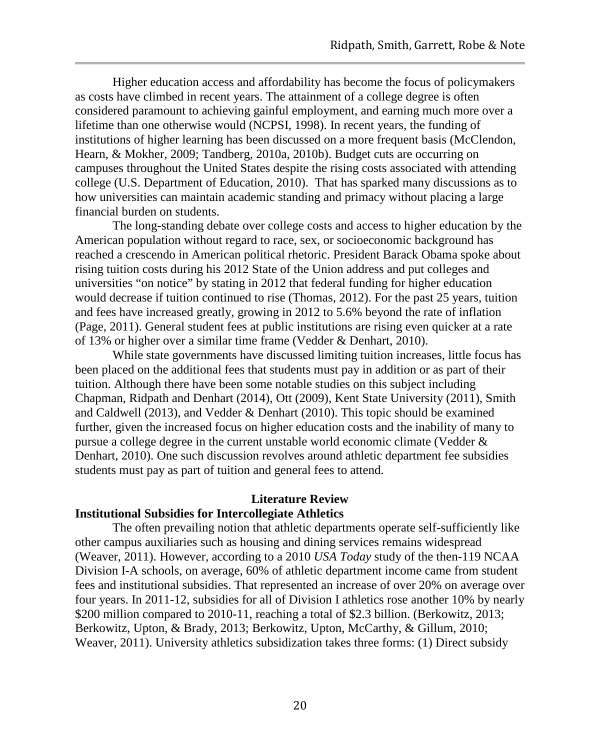Higher education access and affordability has become the focus of policymakers as costs have climbed in recent years. The attainment of a college degree is often considered paramount to achieving gainful employment, and earning much more over a lifetime than one otherwise would (NCPSI, 1998). In recent years, the funding of institutions of higher learning has been discussed on a more frequent basis (McClendon, Hearn, & Mokher, 2009; Tandberg, 2010a, 2010b). Budget cuts are occurring on campuses throughout the United States despite the rising costs associated with attending college (U.S. Department of Education, 2010). That has sparked many discussions as to how universities can maintain academic standing and primacy without placing a large financial burden on students.

The long-standing debate over college costs and access to higher education by the American population without regard to race, sex, or socioeconomic background has reached a crescendo in American political rhetoric. President Barack Obama spoke about rising tuition costs during his 2012 State of the Union address and put colleges and universities "on notice" by stating in 2012 that federal funding for higher education would decrease if tuition continued to rise (Thomas, 2012). For the past 25 years, tuition and fees have increased greatly, growing in 2012 to 5.6% beyond the rate of inflation (Page, 2011). General student fees at public institutions are rising even quicker at a rate of 13% or higher over a similar time frame (Vedder & Denhart, 2010).

While state governments have discussed limiting tuition increases, little focus has been placed on the additional fees that students must pay in addition or as part of their tuition. Although there have been some notable studies on this subject including Chapman, Ridpath and Denhart (2014), Ott (2009), Kent State University (2011), Smith and Caldwell (2013), and Vedder & Denhart (2010). This topic should be examined further, given the increased focus on higher education costs and the inability of many to pursue a college degree in the current unstable world economic climate (Vedder & Denhart, 2010). One such discussion revolves around athletic department fee subsidies students must pay as part of tuition and general fees to attend.

## Literature Review

### Institutional Subsidies for Intercollegiate Athletics

The often prevailing notion that athletic departments operate self-sufficiently like other campus auxiliaries such as housing and dining services remains widespread (Weaver, 2011). However, according to a 2010 *USA Today* study of the then-119 NCAA Division I-A schools, on average, 60% of athletic department income came from student fees and institutional subsidies. That represented an increase of over 20% on average over four years. In 2011-12, subsidies for all of Division I athletics rose another 10% by nearly $200 million compared to 2010-11, reaching a total of $2.3 billion. (Berkowitz, 2013; Berkowitz, Upton, & Brady, 2013; Berkowitz, Upton, McCarthy, & Gillum, 2010; Weaver, 2011). University athletics subsidization takes three forms: (1) Direct subsidy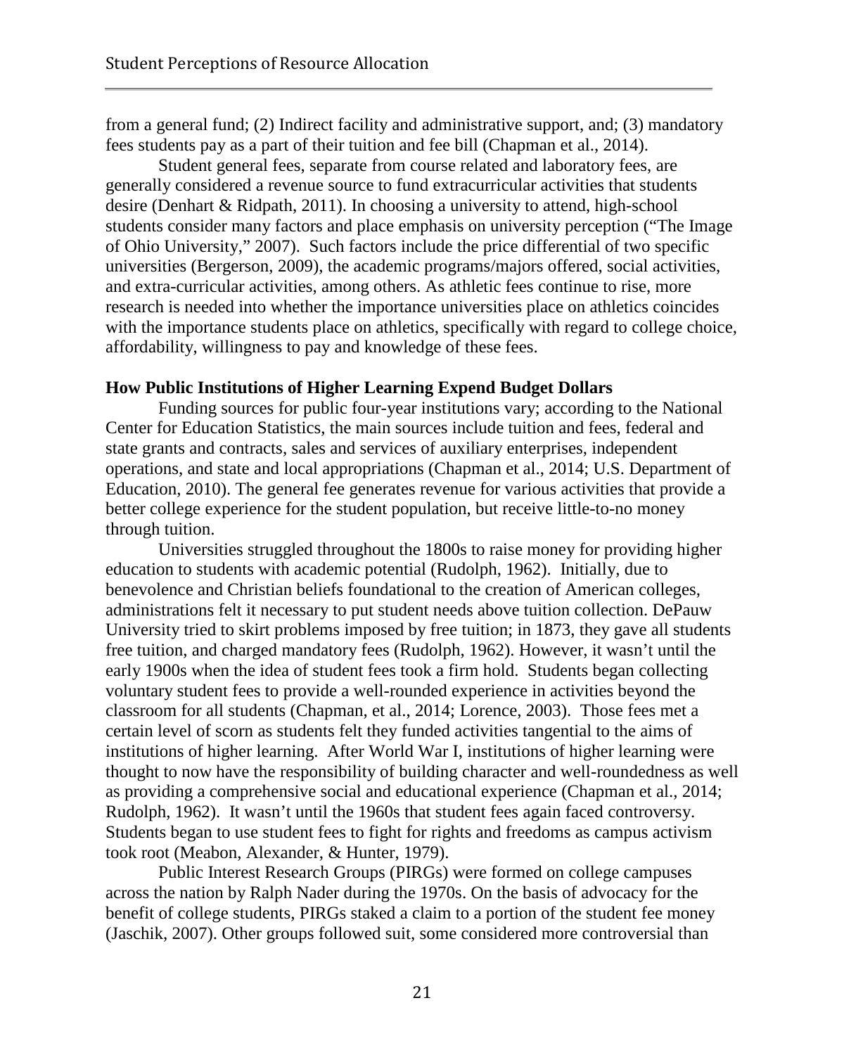from a general fund; (2) Indirect facility and administrative support, and; (3) mandatory fees students pay as a part of their tuition and fee bill (Chapman et al., 2014).

Student general fees, separate from course related and laboratory fees, are generally considered a revenue source to fund extracurricular activities that students desire (Denhart & Ridpath, 2011). In choosing a university to attend, high-school students consider many factors and place emphasis on university perception ("The Image of Ohio University," 2007). Such factors include the price differential of two specific universities (Bergerson, 2009), the academic programs/majors offered, social activities, and extra-curricular activities, among others. As athletic fees continue to rise, more research is needed into whether the importance universities place on athletics coincides with the importance students place on athletics, specifically with regard to college choice, affordability, willingness to pay and knowledge of these fees.

**How Public Institutions of Higher Learning Expend Budget Dollars**

Funding sources for public four-year institutions vary; according to the National Center for Education Statistics, the main sources include tuition and fees, federal and state grants and contracts, sales and services of auxiliary enterprises, independent operations, and state and local appropriations (Chapman et al., 2014; U.S. Department of Education, 2010). The general fee generates revenue for various activities that provide a better college experience for the student population, but receive little-to-no money through tuition.

Universities struggled throughout the 1800s to raise money for providing higher education to students with academic potential (Rudolph, 1962). Initially, due to benevolence and Christian beliefs foundational to the creation of American colleges, administrations felt it necessary to put student needs above tuition collection. DePauw University tried to skirt problems imposed by free tuition; in 1873, they gave all students free tuition, and charged mandatory fees (Rudolph, 1962). However, it wasn't until the early 1900s when the idea of student fees took a firm hold. Students began collecting voluntary student fees to provide a well-rounded experience in activities beyond the classroom for all students (Chapman, et al., 2014; Lorence, 2003). Those fees met a certain level of scorn as students felt they funded activities tangential to the aims of institutions of higher learning. After World War I, institutions of higher learning were thought to now have the responsibility of building character and well-roundedness as well as providing a comprehensive social and educational experience (Chapman et al., 2014; Rudolph, 1962). It wasn't until the 1960s that student fees again faced controversy. Students began to use student fees to fight for rights and freedoms as campus activism took root (Meabon, Alexander, & Hunter, 1979).

Public Interest Research Groups (PIRGs) were formed on college campuses across the nation by Ralph Nader during the 1970s. On the basis of advocacy for the benefit of college students, PIRGs staked a claim to a portion of the student fee money (Jaschik, 2007). Other groups followed suit, some considered more controversial than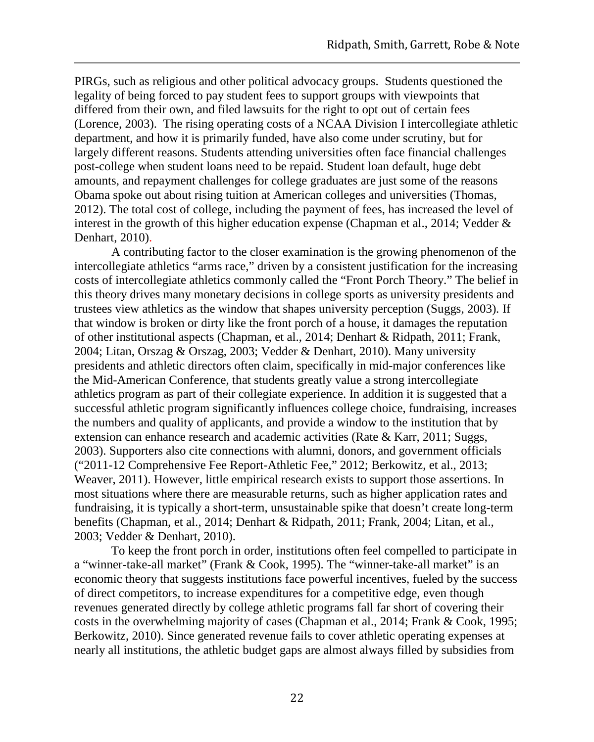PIRGs, such as religious and other political advocacy groups. Students questioned the legality of being forced to pay student fees to support groups with viewpoints that differed from their own, and filed lawsuits for the right to opt out of certain fees (Lorence, 2003). The rising operating costs of a NCAA Division I intercollegiate athletic department, and how it is primarily funded, have also come under scrutiny, but for largely different reasons. Students attending universities often face financial challenges post-college when student loans need to be repaid. Student loan default, huge debt amounts, and repayment challenges for college graduates are just some of the reasons Obama spoke out about rising tuition at American colleges and universities (Thomas, 2012). The total cost of college, including the payment of fees, has increased the level of interest in the growth of this higher education expense (Chapman et al., 2014; Vedder & Denhart, 2010).

A contributing factor to the closer examination is the growing phenomenon of the intercollegiate athletics "arms race," driven by a consistent justification for the increasing costs of intercollegiate athletics commonly called the "Front Porch Theory." The belief in this theory drives many monetary decisions in college sports as university presidents and trustees view athletics as the window that shapes university perception (Suggs, 2003). If that window is broken or dirty like the front porch of a house, it damages the reputation of other institutional aspects (Chapman, et al., 2014; Denhart & Ridpath, 2011; Frank, 2004; Litan, Orszag & Orszag, 2003; Vedder & Denhart, 2010). Many university presidents and athletic directors often claim, specifically in mid-major conferences like the Mid-American Conference, that students greatly value a strong intercollegiate athletics program as part of their collegiate experience. In addition it is suggested that a successful athletic program significantly influences college choice, fundraising, increases the numbers and quality of applicants, and provide a window to the institution that by extension can enhance research and academic activities (Rate & Karr, 2011; Suggs, 2003). Supporters also cite connections with alumni, donors, and government officials ("2011-12 Comprehensive Fee Report-Athletic Fee," 2012; Berkowitz, et al., 2013; Weaver, 2011). However, little empirical research exists to support those assertions. In most situations where there are measurable returns, such as higher application rates and fundraising, it is typically a short-term, unsustainable spike that doesn't create long-term benefits (Chapman, et al., 2014; Denhart & Ridpath, 2011; Frank, 2004; Litan, et al., 2003; Vedder & Denhart, 2010).

To keep the front porch in order, institutions often feel compelled to participate in a "winner-take-all market" (Frank & Cook, 1995). The "winner-take-all market" is an economic theory that suggests institutions face powerful incentives, fueled by the success of direct competitors, to increase expenditures for a competitive edge, even though revenues generated directly by college athletic programs fall far short of covering their costs in the overwhelming majority of cases (Chapman et al., 2014; Frank & Cook, 1995; Berkowitz, 2010). Since generated revenue fails to cover athletic operating expenses at nearly all institutions, the athletic budget gaps are almost always filled by subsidies from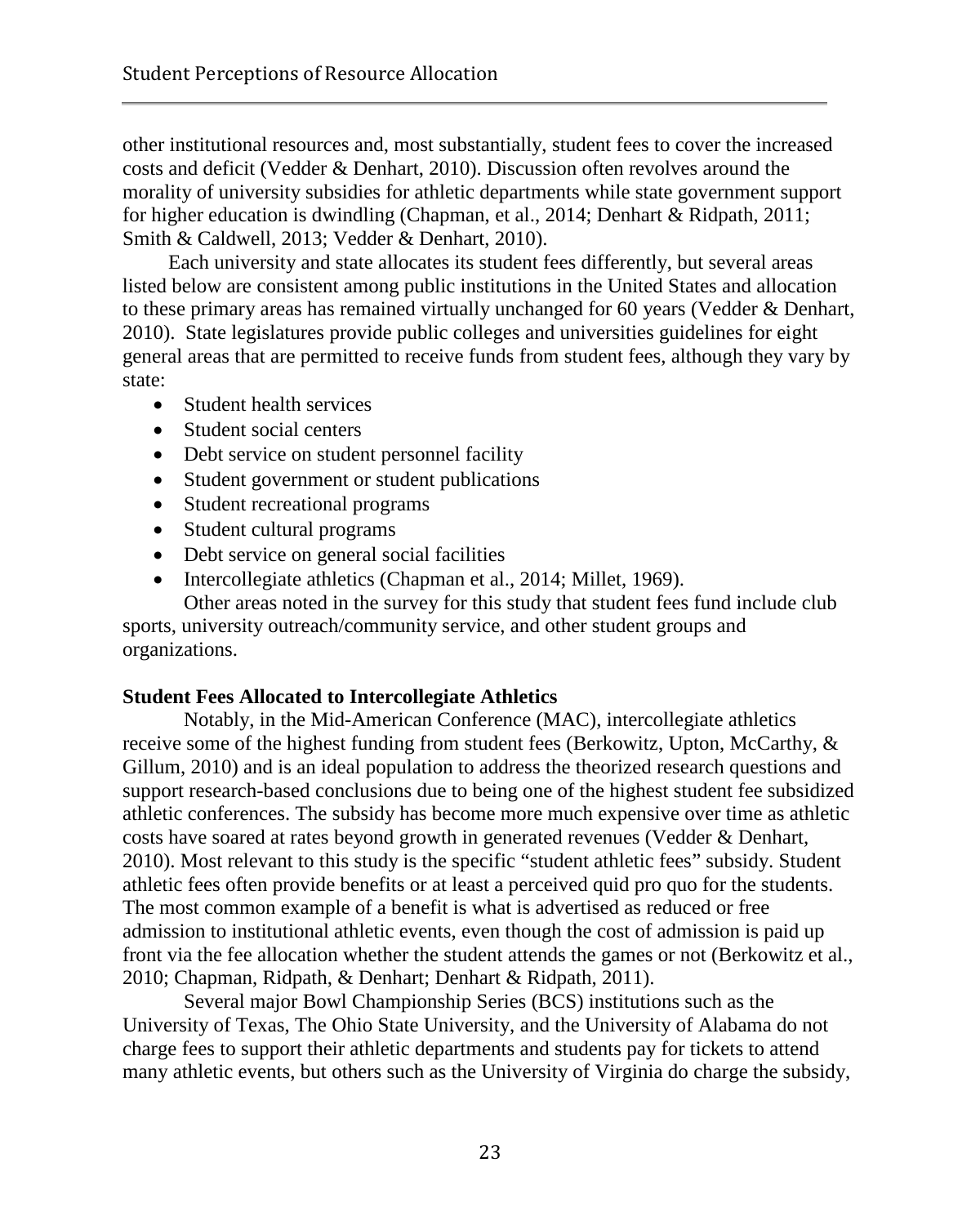other institutional resources and, most substantially, student fees to cover the increased costs and deficit (Vedder & Denhart, 2010). Discussion often revolves around the morality of university subsidies for athletic departments while state government support for higher education is dwindling (Chapman, et al., 2014; Denhart & Ridpath, 2011; Smith & Caldwell, 2013; Vedder & Denhart, 2010).

Each university and state allocates its student fees differently, but several areas listed below are consistent among public institutions in the United States and allocation to these primary areas has remained virtually unchanged for 60 years (Vedder & Denhart, 2010). State legislatures provide public colleges and universities guidelines for eight general areas that are permitted to receive funds from student fees, although they vary by state:

- Student health services
- Student social centers
- Debt service on student personnel facility
- Student government or student publications
- Student recreational programs
- Student cultural programs
- Debt service on general social facilities
- Intercollegiate athletics (Chapman et al., 2014; Millet, 1969).

Other areas noted in the survey for this study that student fees fund include club sports, university outreach/community service, and other student groups and organizations.

**Student Fees Allocated to Intercollegiate Athletics**

Notably, in the Mid-American Conference (MAC), intercollegiate athletics receive some of the highest funding from student fees (Berkowitz, Upton, McCarthy, & Gillum, 2010) and is an ideal population to address the theorized research questions and support research-based conclusions due to being one of the highest student fee subsidized athletic conferences. The subsidy has become more much expensive over time as athletic costs have soared at rates beyond growth in generated revenues (Vedder & Denhart, 2010). Most relevant to this study is the specific "student athletic fees" subsidy. Student athletic fees often provide benefits or at least a perceived quid pro quo for the students. The most common example of a benefit is what is advertised as reduced or free admission to institutional athletic events, even though the cost of admission is paid up front via the fee allocation whether the student attends the games or not (Berkowitz et al., 2010; Chapman, Ridpath, & Denhart; Denhart & Ridpath, 2011).

Several major Bowl Championship Series (BCS) institutions such as the University of Texas, The Ohio State University, and the University of Alabama do not charge fees to support their athletic departments and students pay for tickets to attend many athletic events, but others such as the University of Virginia do charge the subsidy,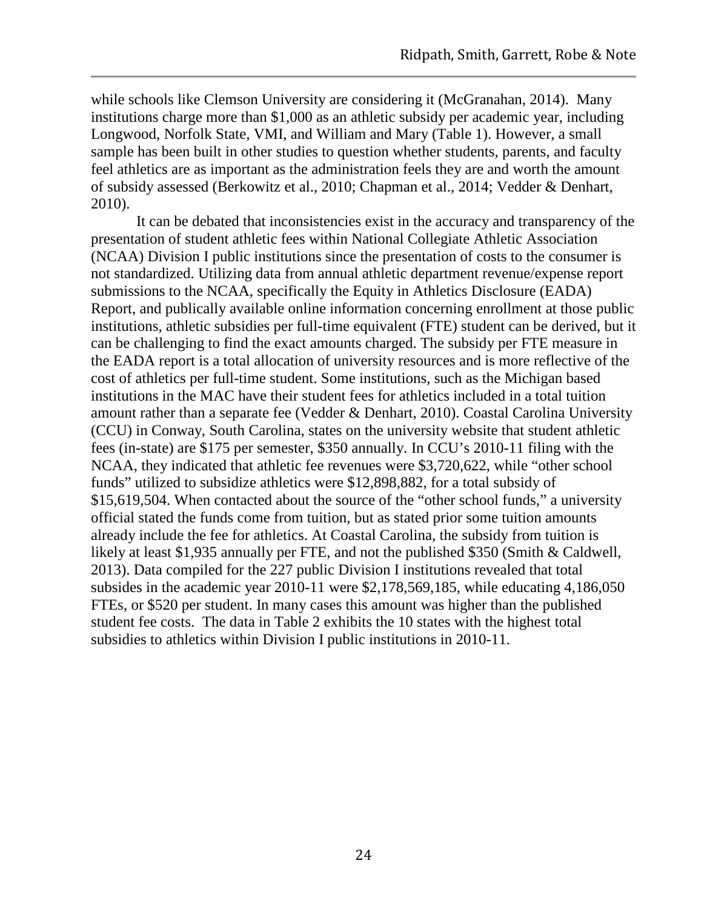while schools like Clemson University are considering it (McGranahan, 2014). Many institutions charge more than $1,000 as an athletic subsidy per academic year, including Longwood, Norfolk State, VMI, and William and Mary (Table 1). However, a small sample has been built in other studies to question whether students, parents, and faculty feel athletics are as important as the administration feels they are and worth the amount of subsidy assessed (Berkowitz et al., 2010; Chapman et al., 2014; Vedder & Denhart, 2010).

It can be debated that inconsistencies exist in the accuracy and transparency of the presentation of student athletic fees within National Collegiate Athletic Association (NCAA) Division I public institutions since the presentation of costs to the consumer is not standardized. Utilizing data from annual athletic department revenue/expense report submissions to the NCAA, specifically the Equity in Athletics Disclosure (EADA) Report, and publically available online information concerning enrollment at those public institutions, athletic subsidies per full-time equivalent (FTE) student can be derived, but it can be challenging to find the exact amounts charged. The subsidy per FTE measure in the EADA report is a total allocation of university resources and is more reflective of the cost of athletics per full-time student. Some institutions, such as the Michigan based institutions in the MAC have their student fees for athletics included in a total tuition amount rather than a separate fee (Vedder & Denhart, 2010). Coastal Carolina University (CCU) in Conway, South Carolina, states on the university website that student athletic fees (in-state) are $175 per semester, $350 annually. In CCU's 2010-11 filing with the NCAA, they indicated that athletic fee revenues were $3,720,622, while "other school funds" utilized to subsidize athletics were $12,898,882, for a total subsidy of $15,619,504. When contacted about the source of the "other school funds," a university official stated the funds come from tuition, but as stated prior some tuition amounts already include the fee for athletics. At Coastal Carolina, the subsidy from tuition is likely at least $1,935 annually per FTE, and not the published $350 (Smith & Caldwell, 2013). Data compiled for the 227 public Division I institutions revealed that total subsides in the academic year 2010-11 were $2,178,569,185, while educating 4,186,050 FTEs, or $520 per student. In many cases this amount was higher than the published student fee costs. The data in Table 2 exhibits the 10 states with the highest total subsidies to athletics within Division I public institutions in 2010-11.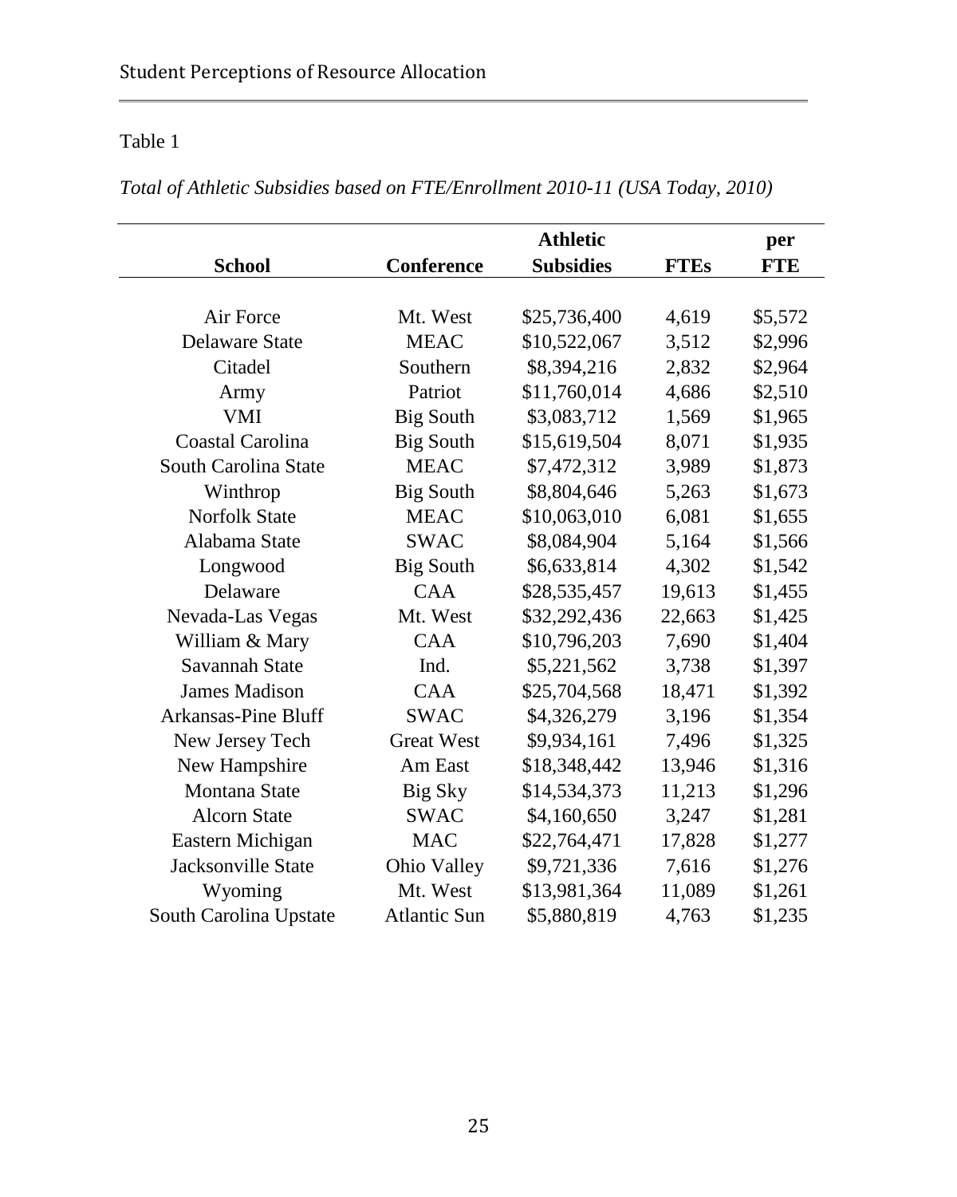Table 1

*Total of Athletic Subsidies based on FTE/Enrollment 2010-11 (USA Today, 2010)*

| School | Conference | Athletic Subsidies | FTEs | per FTE |
|---|---|---|---|---|
| Air Force | Mt. West | $25,736,400 | 4,619 | $5,572 |
| Delaware State | MEAC | $10,522,067 | 3,512 | $2,996 |
| Citadel | Southern | $8,394,216 | 2,832 | $2,964 |
| Army | Patriot | $11,760,014 | 4,686 | $2,510 |
| VMI | Big South | $3,083,712 | 1,569 | $1,965 |
| Coastal Carolina | Big South | $15,619,504 | 8,071 | $1,935 |
| South Carolina State | MEAC | $7,472,312 | 3,989 | $1,873 |
| Winthrop | Big South | $8,804,646 | 5,263 | $1,673 |
| Norfolk State | MEAC | $10,063,010 | 6,081 | $1,655 |
| Alabama State | SWAC | $8,084,904 | 5,164 | $1,566 |
| Longwood | Big South | $6,633,814 | 4,302 | $1,542 |
| Delaware | CAA | $28,535,457 | 19,613 | $1,455 |
| Nevada-Las Vegas | Mt. West | $32,292,436 | 22,663 | $1,425 |
| William & Mary | CAA | $10,796,203 | 7,690 | $1,404 |
| Savannah State | Ind. | $5,221,562 | 3,738 | $1,397 |
| James Madison | CAA | $25,704,568 | 18,471 | $1,392 |
| Arkansas-Pine Bluff | SWAC | $4,326,279 | 3,196 | $1,354 |
| New Jersey Tech | Great West | $9,934,161 | 7,496 | $1,325 |
| New Hampshire | Am East | $18,348,442 | 13,946 | $1,316 |
| Montana State | Big Sky | $14,534,373 | 11,213 | $1,296 |
| Alcorn State | SWAC | $4,160,650 | 3,247 | $1,281 |
| Eastern Michigan | MAC | $22,764,471 | 17,828 | $1,277 |
| Jacksonville State | Ohio Valley | $9,721,336 | 7,616 | $1,276 |
| Wyoming | Mt. West | $13,981,364 | 11,089 | $1,261 |
| South Carolina Upstate | Atlantic Sun | $5,880,819 | 4,763 | $1,235 |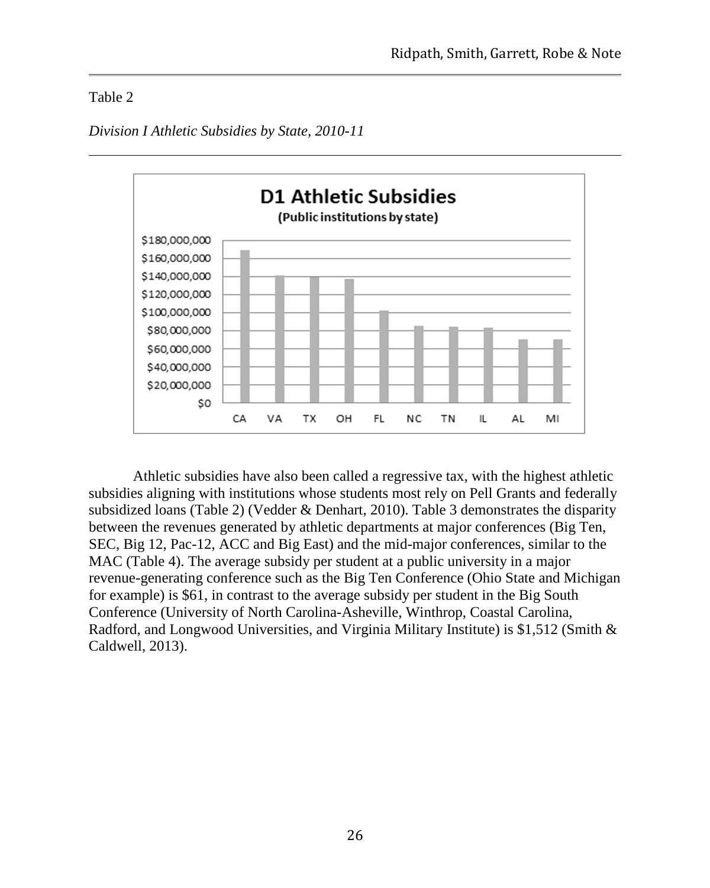Table 2

*Division I Athletic Subsidies by State, 2010-11*

**D1 Athletic Subsidies**

(Public institutions by state)

$180,000,000
$160,000,000
$140,000,000
$120,000,000
$100,000,000
$80,000,000
$60,000,000
$40,000,000
$20,000,000
$0

CA VA TX OH FL NC TN IL AL MI

Athletic subsidies have also been called a regressive tax, with the highest athletic subsidies aligning with institutions whose students most rely on Pell Grants and federally subsidized loans (Table 2) (Vedder & Denhart, 2010). Table 3 demonstrates the disparity between the revenues generated by athletic departments at major conferences (Big Ten, SEC, Big 12, Pac-12, ACC and Big East) and the mid-major conferences, similar to the MAC (Table 4). The average subsidy per student at a public university in a major revenue-generating conference such as the Big Ten Conference (Ohio State and Michigan for example) is $61, in contrast to the average subsidy per student in the Big South Conference (University of North Carolina-Asheville, Winthrop, Coastal Carolina, Radford, and Longwood Universities, and Virginia Military Institute) is $1,512 (Smith & Caldwell, 2013).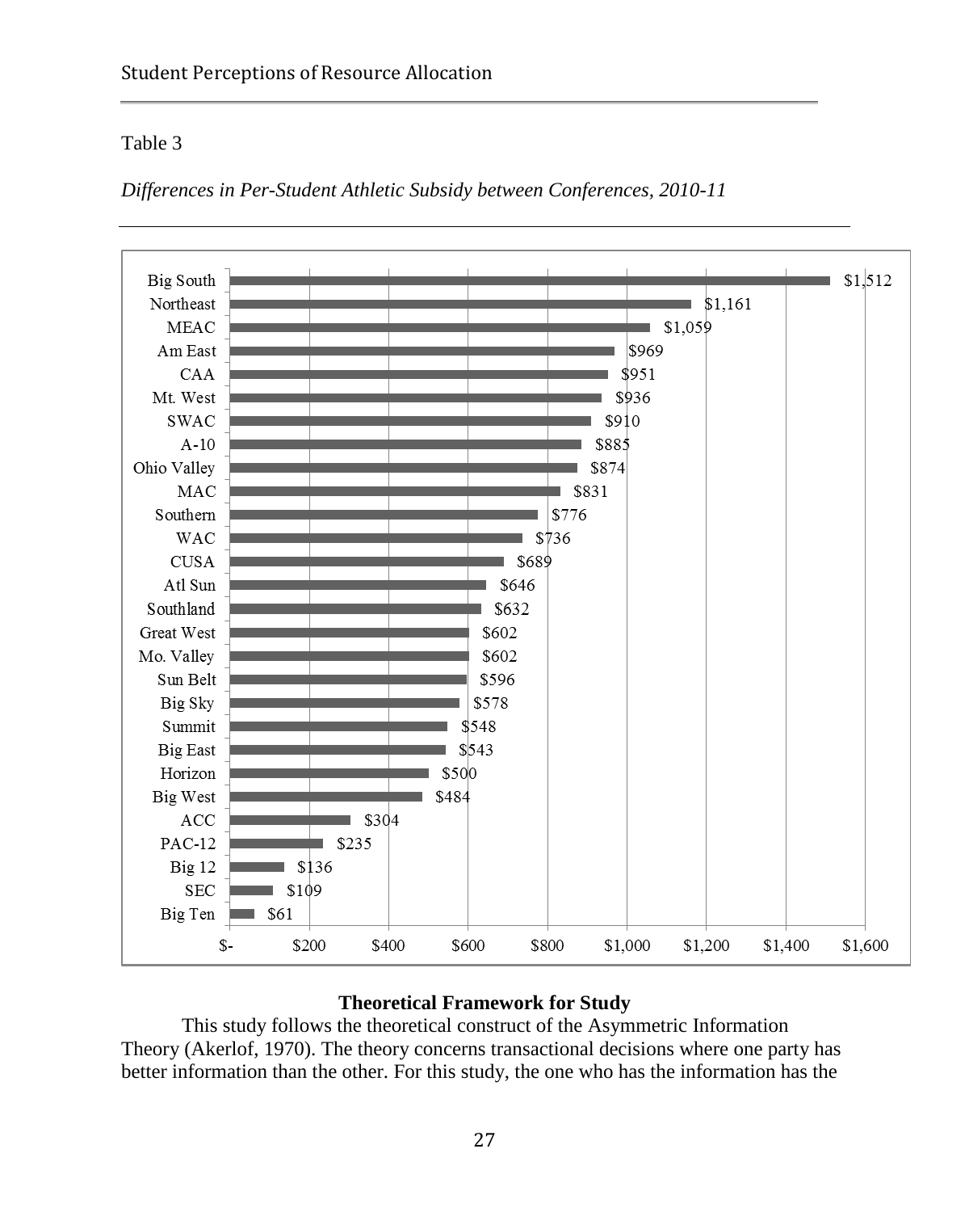Table 3

*Differences in Per-Student Athletic Subsidy between Conferences, 2010-11*

Big South $1,512
Northeast $1,161
MEAC $1,059
Am East $969
CAA $951
Mt. West $936
SWAC $910
A-10 $885
Ohio Valley $874
MAC $831
Southern $776
WAC $736
CUSA $689
Atl Sun $646
Southland $632
Great West $602
Mo. Valley $602
Sun Belt $596
Big Sky $578
Summit $548
Big East $543
Horizon $500
Big West $484
ACC $304
PAC-12 $235
Big 12 $136
SEC $109
Big Ten $61

$- $200 $400 $600 $800 $1,000 $1,200 $1,400 $1,600

**Theoretical Framework for Study**

This study follows the theoretical construct of the Asymmetric Information Theory (Akerlof, 1970). The theory concerns transactional decisions where one party has better information than the other. For this study, the one who has the information has the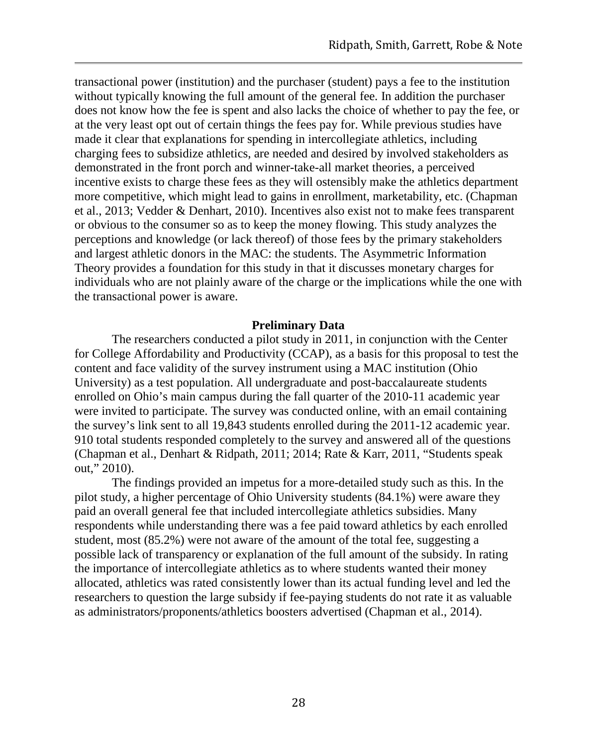transactional power (institution) and the purchaser (student) pays a fee to the institution without typically knowing the full amount of the general fee. In addition the purchaser does not know how the fee is spent and also lacks the choice of whether to pay the fee, or at the very least opt out of certain things the fees pay for. While previous studies have made it clear that explanations for spending in intercollegiate athletics, including charging fees to subsidize athletics, are needed and desired by involved stakeholders as demonstrated in the front porch and winner-take-all market theories, a perceived incentive exists to charge these fees as they will ostensibly make the athletics department more competitive, which might lead to gains in enrollment, marketability, etc. (Chapman et al., 2013; Vedder & Denhart, 2010). Incentives also exist not to make fees transparent or obvious to the consumer so as to keep the money flowing. This study analyzes the perceptions and knowledge (or lack thereof) of those fees by the primary stakeholders and largest athletic donors in the MAC: the students. The Asymmetric Information Theory provides a foundation for this study in that it discusses monetary charges for individuals who are not plainly aware of the charge or the implications while the one with the transactional power is aware.

## Preliminary Data

The researchers conducted a pilot study in 2011, in conjunction with the Center for College Affordability and Productivity (CCAP), as a basis for this proposal to test the content and face validity of the survey instrument using a MAC institution (Ohio University) as a test population. All undergraduate and post-baccalaureate students enrolled on Ohio's main campus during the fall quarter of the 2010-11 academic year were invited to participate. The survey was conducted online, with an email containing the survey's link sent to all 19,843 students enrolled during the 2011-12 academic year. 910 total students responded completely to the survey and answered all of the questions (Chapman et al., Denhart & Ridpath, 2011; 2014; Rate & Karr, 2011, "Students speak out," 2010).

The findings provided an impetus for a more-detailed study such as this. In the pilot study, a higher percentage of Ohio University students (84.1%) were aware they paid an overall general fee that included intercollegiate athletics subsidies. Many respondents while understanding there was a fee paid toward athletics by each enrolled student, most (85.2%) were not aware of the amount of the total fee, suggesting a possible lack of transparency or explanation of the full amount of the subsidy. In rating the importance of intercollegiate athletics as to where students wanted their money allocated, athletics was rated consistently lower than its actual funding level and led the researchers to question the large subsidy if fee-paying students do not rate it as valuable as administrators/proponents/athletics boosters advertised (Chapman et al., 2014).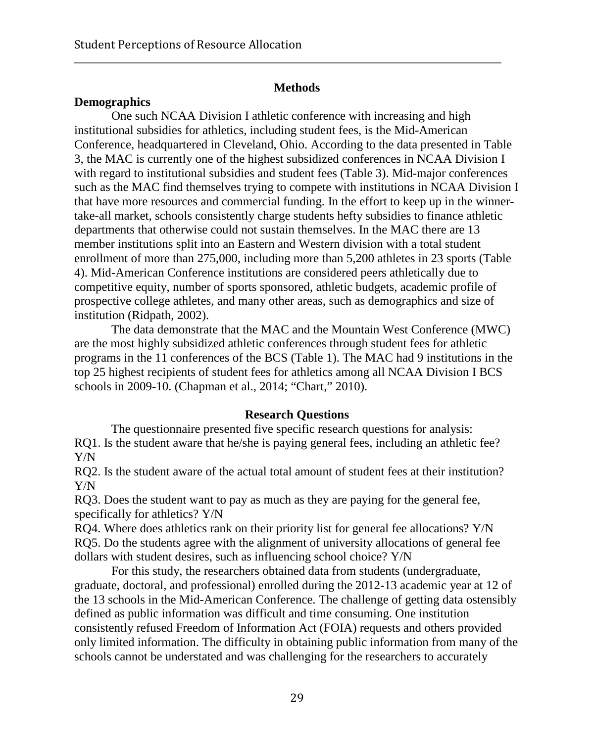## Methods

### Demographics

One such NCAA Division I athletic conference with increasing and high institutional subsidies for athletics, including student fees, is the Mid-American Conference, headquartered in Cleveland, Ohio. According to the data presented in Table 3, the MAC is currently one of the highest subsidized conferences in NCAA Division I with regard to institutional subsidies and student fees (Table 3). Mid-major conferences such as the MAC find themselves trying to compete with institutions in NCAA Division I that have more resources and commercial funding. In the effort to keep up in the winner-take-all market, schools consistently charge students hefty subsidies to finance athletic departments that otherwise could not sustain themselves. In the MAC there are 13 member institutions split into an Eastern and Western division with a total student enrollment of more than 275,000, including more than 5,200 athletes in 23 sports (Table 4). Mid-American Conference institutions are considered peers athletically due to competitive equity, number of sports sponsored, athletic budgets, academic profile of prospective college athletes, and many other areas, such as demographics and size of institution (Ridpath, 2002).

The data demonstrate that the MAC and the Mountain West Conference (MWC) are the most highly subsidized athletic conferences through student fees for athletic programs in the 11 conferences of the BCS (Table 1). The MAC had 9 institutions in the top 25 highest recipients of student fees for athletics among all NCAA Division I BCS schools in 2009-10. (Chapman et al., 2014; "Chart," 2010).

## Research Questions

The questionnaire presented five specific research questions for analysis:

RQ1. Is the student aware that he/she is paying general fees, including an athletic fee? Y/N

RQ2. Is the student aware of the actual total amount of student fees at their institution? Y/N

RQ3. Does the student want to pay as much as they are paying for the general fee, specifically for athletics? Y/N

RQ4. Where does athletics rank on their priority list for general fee allocations? Y/N

RQ5. Do the students agree with the alignment of university allocations of general fee dollars with student desires, such as influencing school choice? Y/N

For this study, the researchers obtained data from students (undergraduate, graduate, doctoral, and professional) enrolled during the 2012-13 academic year at 12 of the 13 schools in the Mid-American Conference. The challenge of getting data ostensibly defined as public information was difficult and time consuming. One institution consistently refused Freedom of Information Act (FOIA) requests and others provided only limited information. The difficulty in obtaining public information from many of the schools cannot be understated and was challenging for the researchers to accurately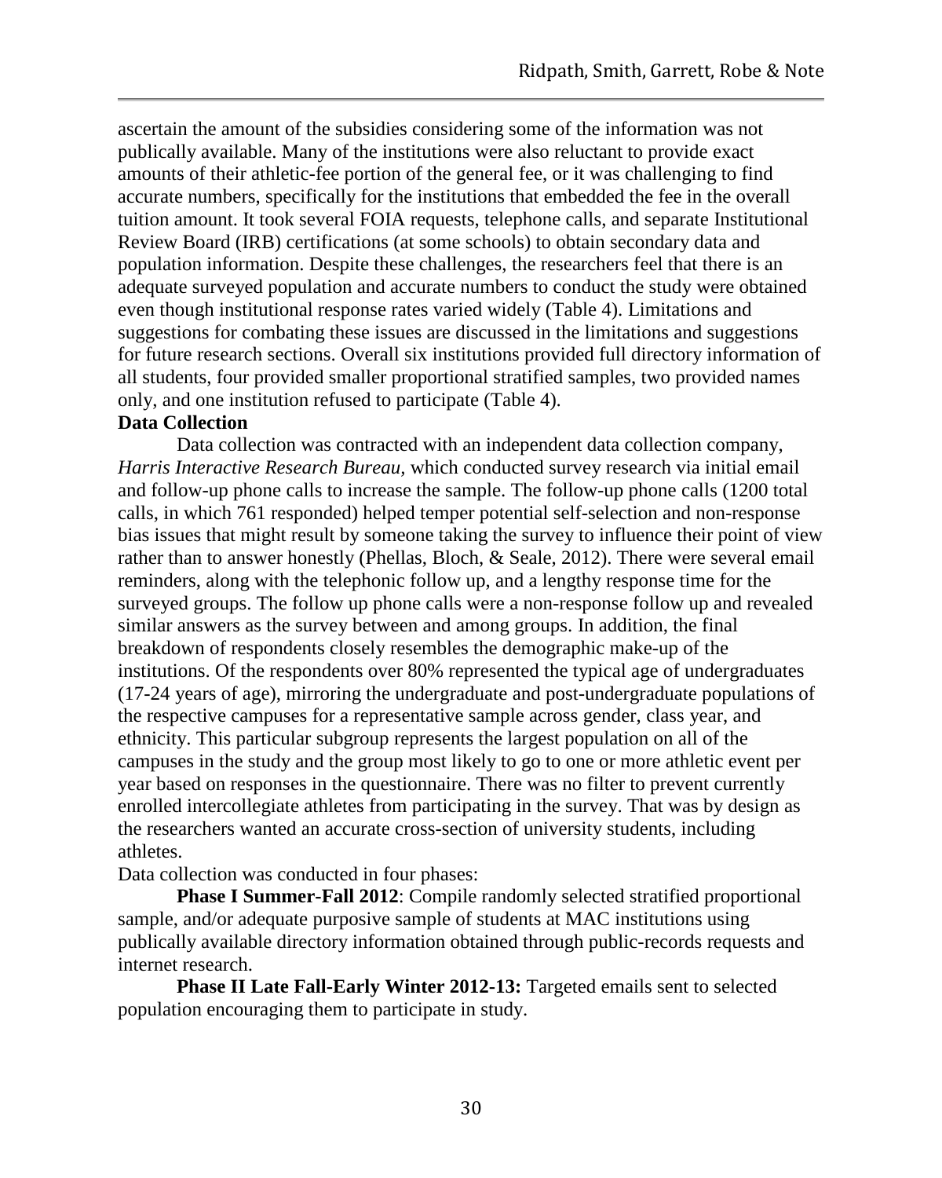ascertain the amount of the subsidies considering some of the information was not publically available. Many of the institutions were also reluctant to provide exact amounts of their athletic-fee portion of the general fee, or it was challenging to find accurate numbers, specifically for the institutions that embedded the fee in the overall tuition amount. It took several FOIA requests, telephone calls, and separate Institutional Review Board (IRB) certifications (at some schools) to obtain secondary data and population information. Despite these challenges, the researchers feel that there is an adequate surveyed population and accurate numbers to conduct the study were obtained even though institutional response rates varied widely (Table 4). Limitations and suggestions for combating these issues are discussed in the limitations and suggestions for future research sections. Overall six institutions provided full directory information of all students, four provided smaller proportional stratified samples, two provided names only, and one institution refused to participate (Table 4).

**Data Collection**

Data collection was contracted with an independent data collection company, *Harris Interactive Research Bureau*, which conducted survey research via initial email and follow-up phone calls to increase the sample. The follow-up phone calls (1200 total calls, in which 761 responded) helped temper potential self-selection and non-response bias issues that might result by someone taking the survey to influence their point of view rather than to answer honestly (Phellas, Bloch, & Seale, 2012). There were several email reminders, along with the telephonic follow up, and a lengthy response time for the surveyed groups. The follow up phone calls were a non-response follow up and revealed similar answers as the survey between and among groups. In addition, the final breakdown of respondents closely resembles the demographic make-up of the institutions. Of the respondents over 80% represented the typical age of undergraduates (17-24 years of age), mirroring the undergraduate and post-undergraduate populations of the respective campuses for a representative sample across gender, class year, and ethnicity. This particular subgroup represents the largest population on all of the campuses in the study and the group most likely to go to one or more athletic event per year based on responses in the questionnaire. There was no filter to prevent currently enrolled intercollegiate athletes from participating in the survey. That was by design as the researchers wanted an accurate cross-section of university students, including athletes.

Data collection was conducted in four phases:

**Phase I Summer-Fall 2012**: Compile randomly selected stratified proportional sample, and/or adequate purposive sample of students at MAC institutions using publically available directory information obtained through public-records requests and internet research.

**Phase II Late Fall-Early Winter 2012-13:** Targeted emails sent to selected population encouraging them to participate in study.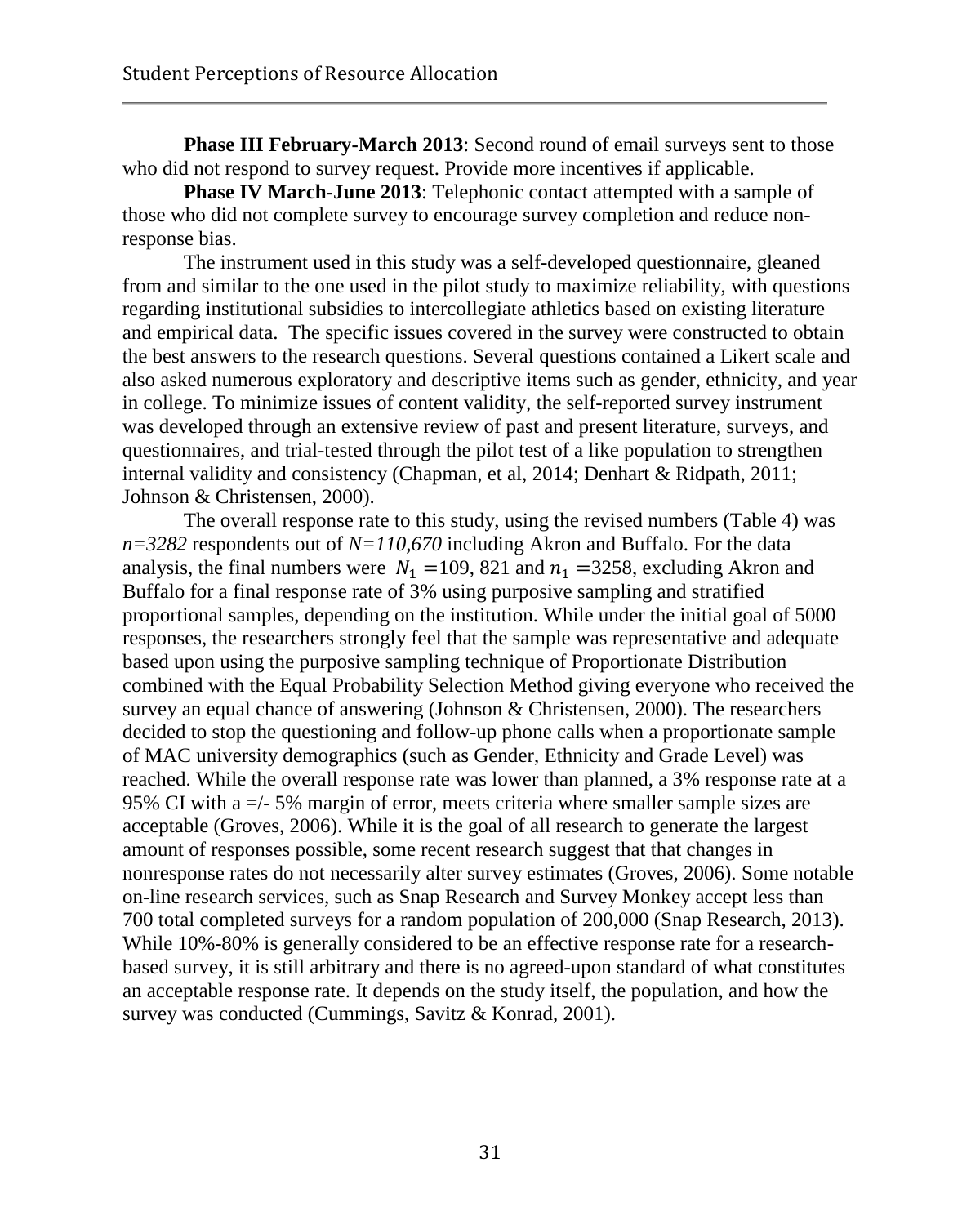**Phase III February-March 2013**: Second round of email surveys sent to those who did not respond to survey request. Provide more incentives if applicable.

**Phase IV March-June 2013**: Telephonic contact attempted with a sample of those who did not complete survey to encourage survey completion and reduce non-response bias.

The instrument used in this study was a self-developed questionnaire, gleaned from and similar to the one used in the pilot study to maximize reliability, with questions regarding institutional subsidies to intercollegiate athletics based on existing literature and empirical data. The specific issues covered in the survey were constructed to obtain the best answers to the research questions. Several questions contained a Likert scale and also asked numerous exploratory and descriptive items such as gender, ethnicity, and year in college. To minimize issues of content validity, the self-reported survey instrument was developed through an extensive review of past and present literature, surveys, and questionnaires, and trial-tested through the pilot test of a like population to strengthen internal validity and consistency (Chapman, et al, 2014; Denhart & Ridpath, 2011; Johnson & Christensen, 2000).

The overall response rate to this study, using the revised numbers (Table 4) was *n=3282* respondents out of *N=110,670* including Akron and Buffalo. For the data analysis, the final numbers were $N_1 = 109,821$ and $n_1 = 3258$, excluding Akron and Buffalo for a final response rate of 3% using purposive sampling and stratified proportional samples, depending on the institution. While under the initial goal of 5000 responses, the researchers strongly feel that the sample was representative and adequate based upon using the purposive sampling technique of Proportionate Distribution combined with the Equal Probability Selection Method giving everyone who received the survey an equal chance of answering (Johnson & Christensen, 2000). The researchers decided to stop the questioning and follow-up phone calls when a proportionate sample of MAC university demographics (such as Gender, Ethnicity and Grade Level) was reached. While the overall response rate was lower than planned, a 3% response rate at a 95% CI with a =/- 5% margin of error, meets criteria where smaller sample sizes are acceptable (Groves, 2006). While it is the goal of all research to generate the largest amount of responses possible, some recent research suggest that that changes in nonresponse rates do not necessarily alter survey estimates (Groves, 2006). Some notable on-line research services, such as Snap Research and Survey Monkey accept less than 700 total completed surveys for a random population of 200,000 (Snap Research, 2013). While 10%-80% is generally considered to be an effective response rate for a research-based survey, it is still arbitrary and there is no agreed-upon standard of what constitutes an acceptable response rate. It depends on the study itself, the population, and how the survey was conducted (Cummings, Savitz & Konrad, 2001).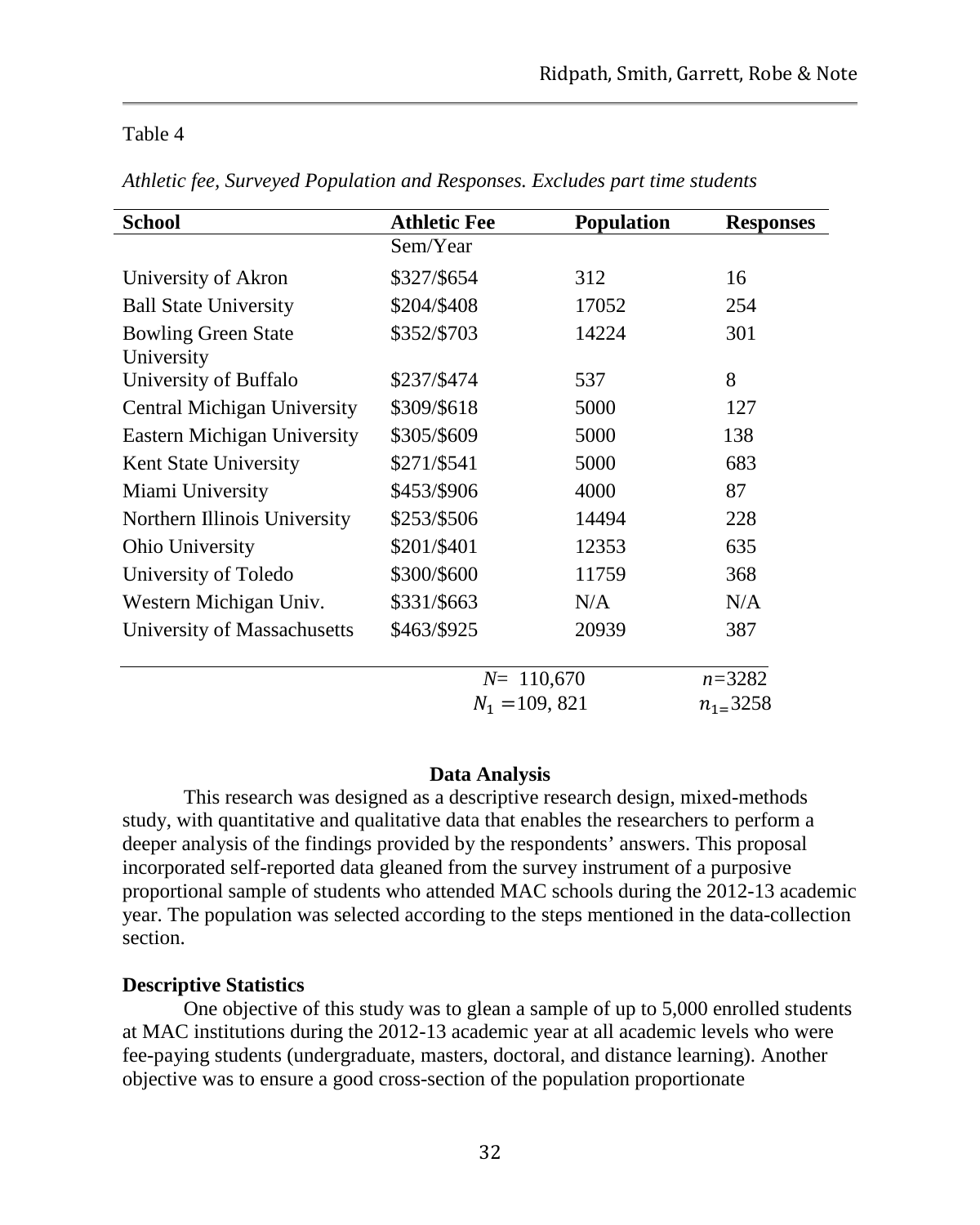Table 4

*Athletic fee, Surveyed Population and Responses. Excludes part time students*

| School | Athletic Fee | Population | Responses |
|---|---|---|---|
| | Sem/Year | | |
| University of Akron | \$327/\$654 | 312 | 16 |
| Ball State University | \$204/\$408 | 17052 | 254 |
| Bowling Green State University | \$352/\$703 | 14224 | 301 |
| University of Buffalo | \$237/\$474 | 537 | 8 |
| Central Michigan University | \$309/\$618 | 5000 | 127 |
| Eastern Michigan University | \$305/\$609 | 5000 | 138 |
| Kent State University | \$271/\$541 | 5000 | 683 |
| Miami University | \$453/\$906 | 4000 | 87 |
| Northern Illinois University | \$253/\$506 | 14494 | 228 |
| Ohio University | \$201/\$401 | 12353 | 635 |
| University of Toledo | \$300/\$600 | 11759 | 368 |
| Western Michigan Univ. | \$331/\$663 | N/A | N/A |
| University of Massachusetts | \$463/\$925 | 20939 | 387 |
| | | $N$= 110,670 | $n$=3282 |
| | | $N_1$ =109, 821 | $n_{1=}$3258 |

## Data Analysis

This research was designed as a descriptive research design, mixed-methods study, with quantitative and qualitative data that enables the researchers to perform a deeper analysis of the findings provided by the respondents' answers. This proposal incorporated self-reported data gleaned from the survey instrument of a purposive proportional sample of students who attended MAC schools during the 2012-13 academic year. The population was selected according to the steps mentioned in the data-collection section.

### Descriptive Statistics

One objective of this study was to glean a sample of up to 5,000 enrolled students at MAC institutions during the 2012-13 academic year at all academic levels who were fee-paying students (undergraduate, masters, doctoral, and distance learning). Another objective was to ensure a good cross-section of the population proportionate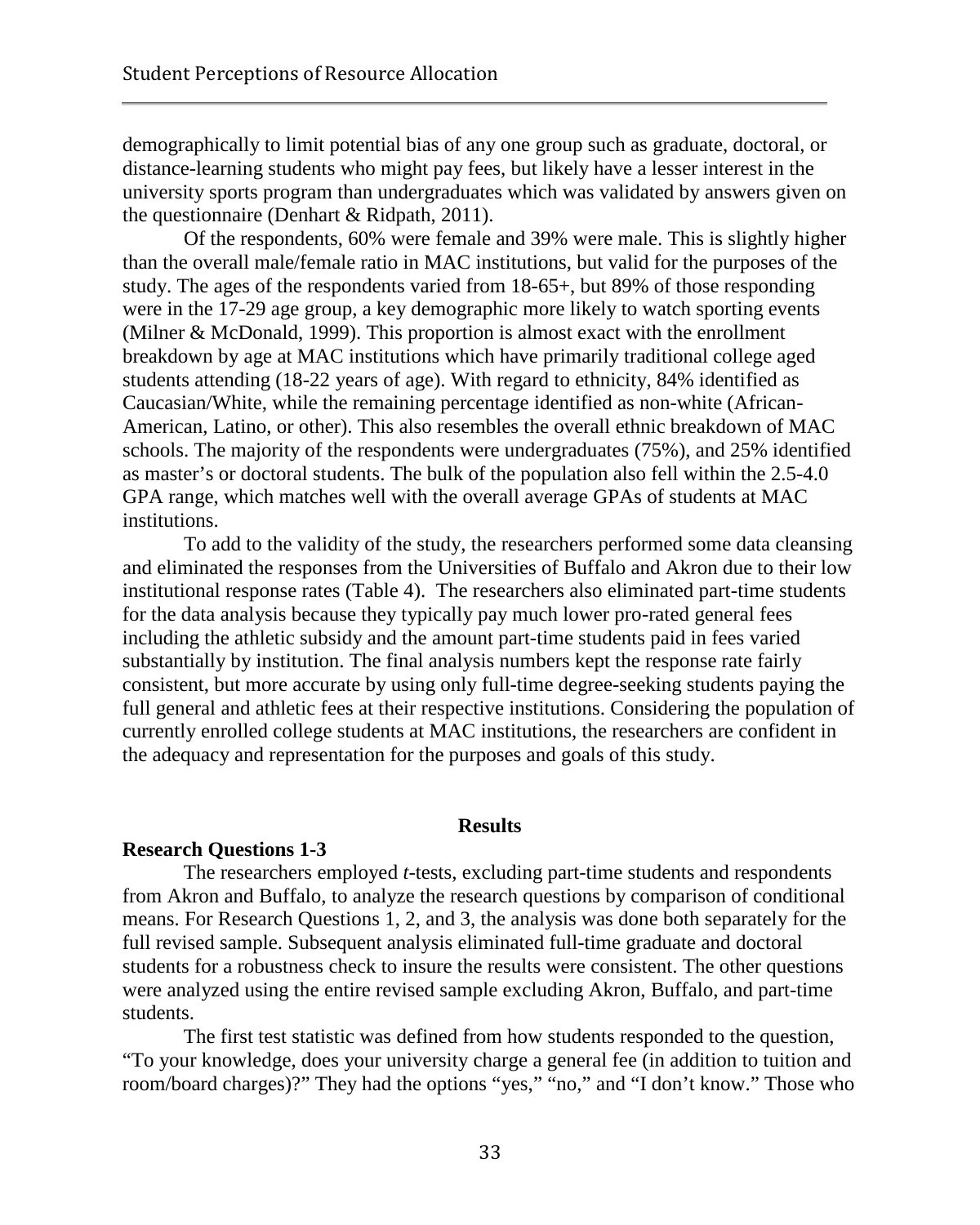demographically to limit potential bias of any one group such as graduate, doctoral, or distance-learning students who might pay fees, but likely have a lesser interest in the university sports program than undergraduates which was validated by answers given on the questionnaire (Denhart & Ridpath, 2011).

Of the respondents, 60% were female and 39% were male. This is slightly higher than the overall male/female ratio in MAC institutions, but valid for the purposes of the study. The ages of the respondents varied from 18-65+, but 89% of those responding were in the 17-29 age group, a key demographic more likely to watch sporting events (Milner & McDonald, 1999). This proportion is almost exact with the enrollment breakdown by age at MAC institutions which have primarily traditional college aged students attending (18-22 years of age). With regard to ethnicity, 84% identified as Caucasian/White, while the remaining percentage identified as non-white (African-American, Latino, or other). This also resembles the overall ethnic breakdown of MAC schools. The majority of the respondents were undergraduates (75%), and 25% identified as master's or doctoral students. The bulk of the population also fell within the 2.5-4.0 GPA range, which matches well with the overall average GPAs of students at MAC institutions.

To add to the validity of the study, the researchers performed some data cleansing and eliminated the responses from the Universities of Buffalo and Akron due to their low institutional response rates (Table 4). The researchers also eliminated part-time students for the data analysis because they typically pay much lower pro-rated general fees including the athletic subsidy and the amount part-time students paid in fees varied substantially by institution. The final analysis numbers kept the response rate fairly consistent, but more accurate by using only full-time degree-seeking students paying the full general and athletic fees at their respective institutions. Considering the population of currently enrolled college students at MAC institutions, the researchers are confident in the adequacy and representation for the purposes and goals of this study.

## Results

### Research Questions 1-3

The researchers employed *t*-tests, excluding part-time students and respondents from Akron and Buffalo, to analyze the research questions by comparison of conditional means. For Research Questions 1, 2, and 3, the analysis was done both separately for the full revised sample. Subsequent analysis eliminated full-time graduate and doctoral students for a robustness check to insure the results were consistent. The other questions were analyzed using the entire revised sample excluding Akron, Buffalo, and part-time students.

The first test statistic was defined from how students responded to the question, "To your knowledge, does your university charge a general fee (in addition to tuition and room/board charges)?" They had the options "yes," "no," and "I don't know." Those who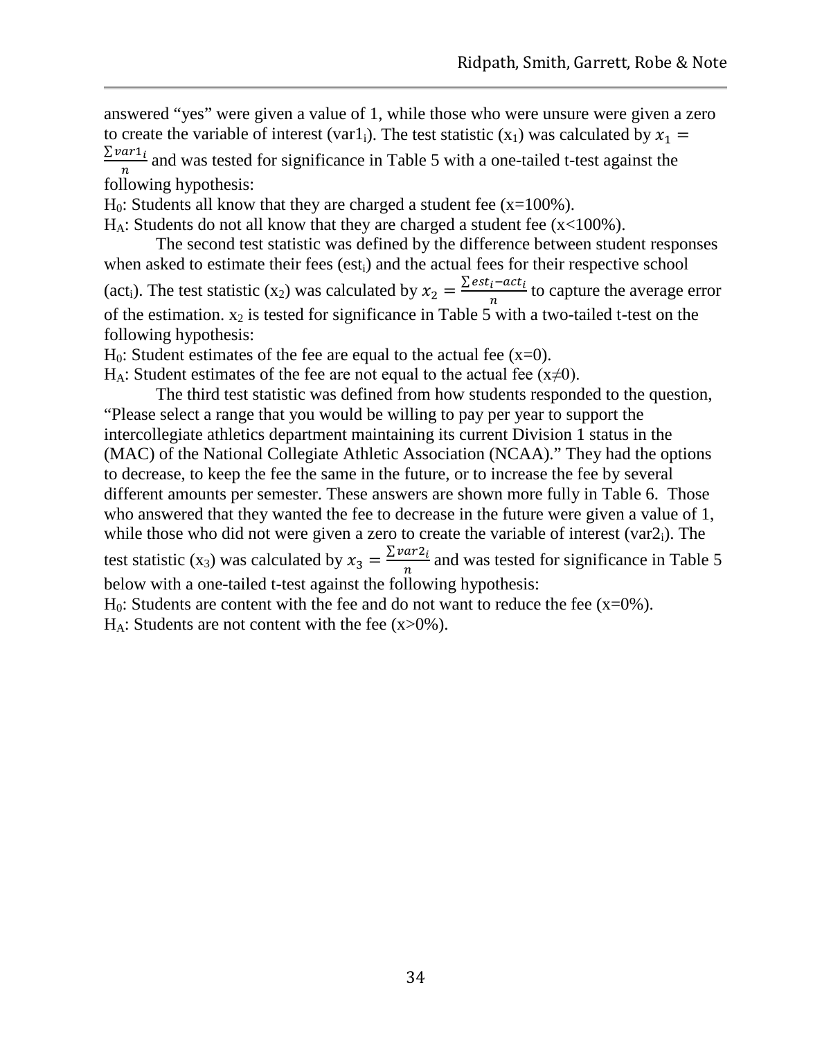answered “yes” were given a value of 1, while those who were unsure were given a zero to create the variable of interest ($var1_i$). The test statistic ($x_1$) was calculated by $x_1 = \frac{\sum var1_i}{n}$ and was tested for significance in Table 5 with a one-tailed t-test against the following hypothesis:

$H_0$: Students all know that they are charged a student fee (x=100%).

$H_A$: Students do not all know that they are charged a student fee (x<100%).

The second test statistic was defined by the difference between student responses when asked to estimate their fees ($est_i$) and the actual fees for their respective school ($act_i$). The test statistic ($x_2$) was calculated by $x_2 = \frac{\sum est_i - act_i}{n}$ to capture the average error of the estimation. $x_2$ is tested for significance in Table 5 with a two-tailed t-test on the following hypothesis:

$H_0$: Student estimates of the fee are equal to the actual fee (x=0).

$H_A$: Student estimates of the fee are not equal to the actual fee ($x \neq 0$).

The third test statistic was defined from how students responded to the question, “Please select a range that you would be willing to pay per year to support the intercollegiate athletics department maintaining its current Division 1 status in the (MAC) of the National Collegiate Athletic Association (NCAA).” They had the options to decrease, to keep the fee the same in the future, or to increase the fee by several different amounts per semester. These answers are shown more fully in Table 6. Those who answered that they wanted the fee to decrease in the future were given a value of 1, while those who did not were given a zero to create the variable of interest ($var2_i$). The test statistic ($x_3$) was calculated by $x_3 = \frac{\sum var2_i}{n}$ and was tested for significance in Table 5 below with a one-tailed t-test against the following hypothesis:

$H_0$: Students are content with the fee and do not want to reduce the fee (x=0%).

$H_A$: Students are not content with the fee (x>0%).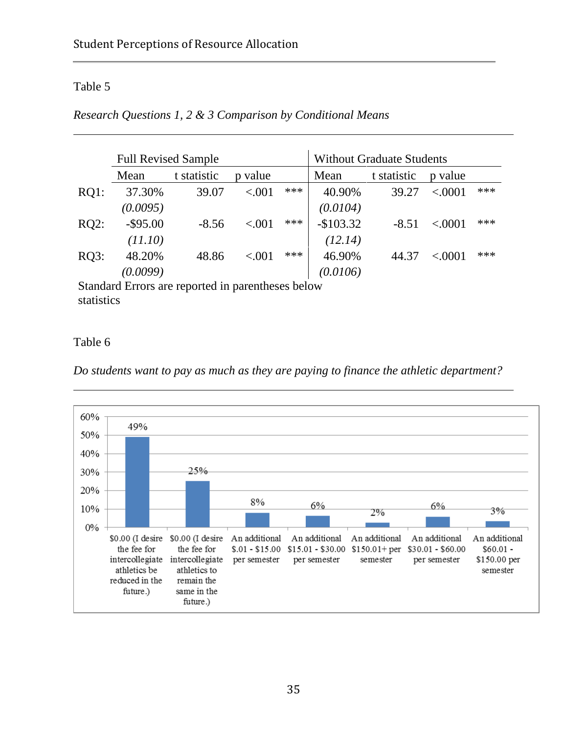Table 5

*Research Questions 1, 2 & 3 Comparison by Conditional Means*

| | Full Revised Sample | | | | Without Graduate Students | | | |
|---|---|---|---|---|---|---|---|---|
| | Mean | t statistic | p value | | Mean | t statistic | p value | |
| RQ1: | 37.30% | 39.07 | <.001 | *** | 40.90% | 39.27 | <.0001 | *** |
| | *(0.0095)* | | | | *(0.0104)* | | | |
| RQ2: | -$95.00 | -8.56 | <.001 | *** | -$103.32 | -8.51 | <.0001 | *** |
| | *(11.10)* | | | | *(12.14)* | | | |
| RQ3: | 48.20% | 48.86 | <.001 | *** | 46.90% | 44.37 | <.0001 | *** |
| | *(0.0099)* | | | | *(0.0106)* | | | |

Standard Errors are reported in parentheses below statistics

Table 6

*Do students want to pay as much as they are paying to finance the athletic department?*

60%
50%
40%
30%
20%
10%
0%

49%
25%
8%
6%
2%
6%
3%

$0.00 (I desire the fee for intercollegiate athletics be reduced in the future.)
$0.00 (I desire the fee for intercollegiate athletics to remain the same in the future.)
An additional $.01 - $15.00 per semester
An additional $15.01 - $30.00 per semester
An additional $150.01+ per semester
An additional $30.01 - $60.00 per semester
An additional $60.01 - $150.00 per semester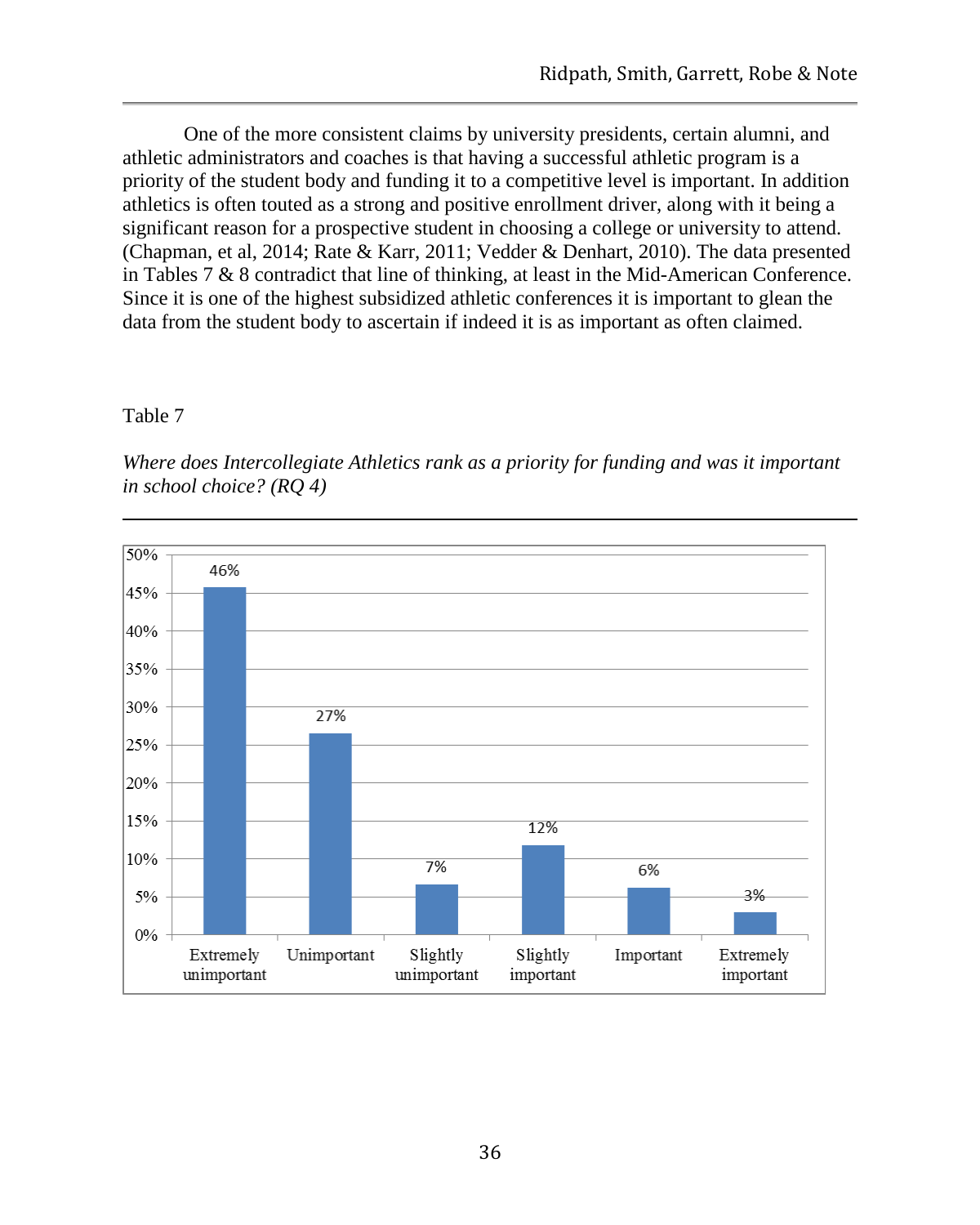One of the more consistent claims by university presidents, certain alumni, and athletic administrators and coaches is that having a successful athletic program is a priority of the student body and funding it to a competitive level is important. In addition athletics is often touted as a strong and positive enrollment driver, along with it being a significant reason for a prospective student in choosing a college or university to attend. (Chapman, et al, 2014; Rate & Karr, 2011; Vedder & Denhart, 2010). The data presented in Tables 7 & 8 contradict that line of thinking, at least in the Mid-American Conference. Since it is one of the highest subsidized athletic conferences it is important to glean the data from the student body to ascertain if indeed it is as important as often claimed.

Table 7

*Where does Intercollegiate Athletics rank as a priority for funding and was it important in school choice? (RQ 4)*

50%
45%
40%
35%
30%
25%
20%
15%
10%
5%
0%

46%
27%
7%
12%
6%
3%

Extremely unimportant
Unimportant
Slightly unimportant
Slightly important
Important
Extremely important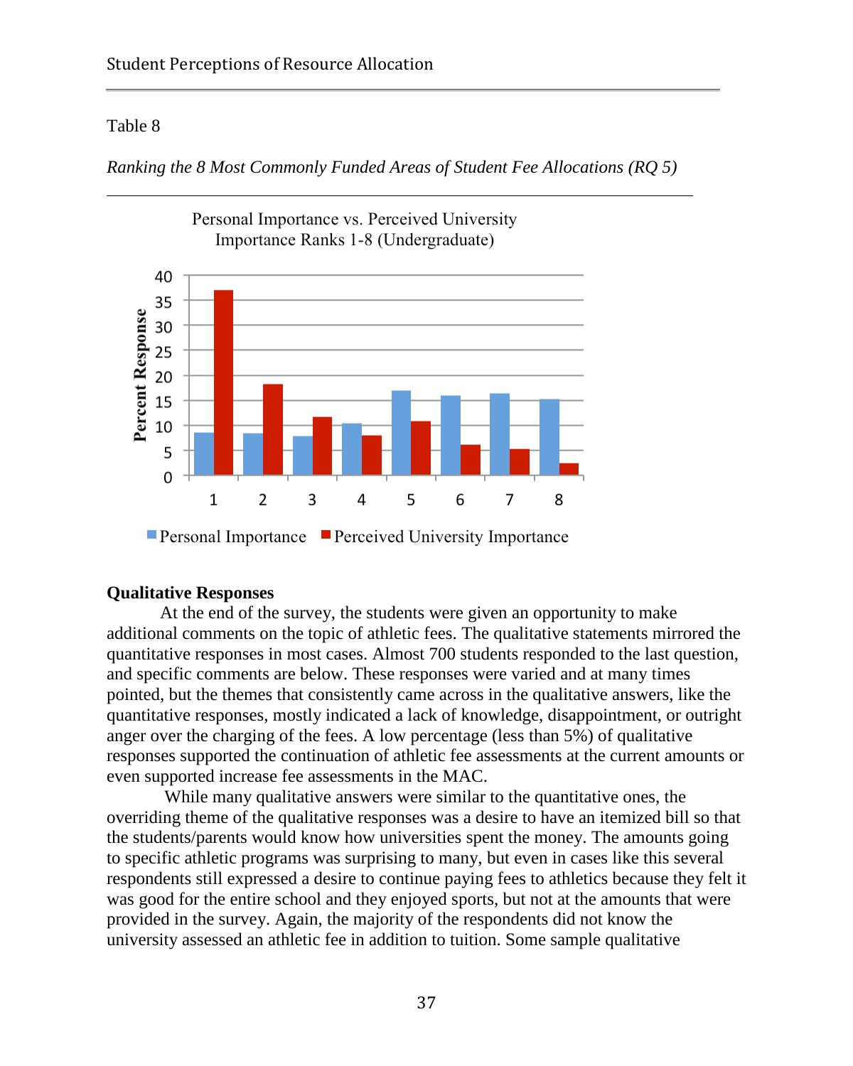Table 8

*Ranking the 8 Most Commonly Funded Areas of Student Fee Allocations (RQ 5)*

Personal Importance vs. Perceived University Importance Ranks 1-8 (Undergraduate)

Percent Response

0
5
10
15
20
25
30
35
40

1 2 3 4 5 6 7 8

Personal Importance
Perceived University Importance

**Qualitative Responses**

At the end of the survey, the students were given an opportunity to make additional comments on the topic of athletic fees. The qualitative statements mirrored the quantitative responses in most cases. Almost 700 students responded to the last question, and specific comments are below. These responses were varied and at many times pointed, but the themes that consistently came across in the qualitative answers, like the quantitative responses, mostly indicated a lack of knowledge, disappointment, or outright anger over the charging of the fees. A low percentage (less than 5%) of qualitative responses supported the continuation of athletic fee assessments at the current amounts or even supported increase fee assessments in the MAC.

While many qualitative answers were similar to the quantitative ones, the overriding theme of the qualitative responses was a desire to have an itemized bill so that the students/parents would know how universities spent the money. The amounts going to specific athletic programs was surprising to many, but even in cases like this several respondents still expressed a desire to continue paying fees to athletics because they felt it was good for the entire school and they enjoyed sports, but not at the amounts that were provided in the survey. Again, the majority of the respondents did not know the university assessed an athletic fee in addition to tuition. Some sample qualitative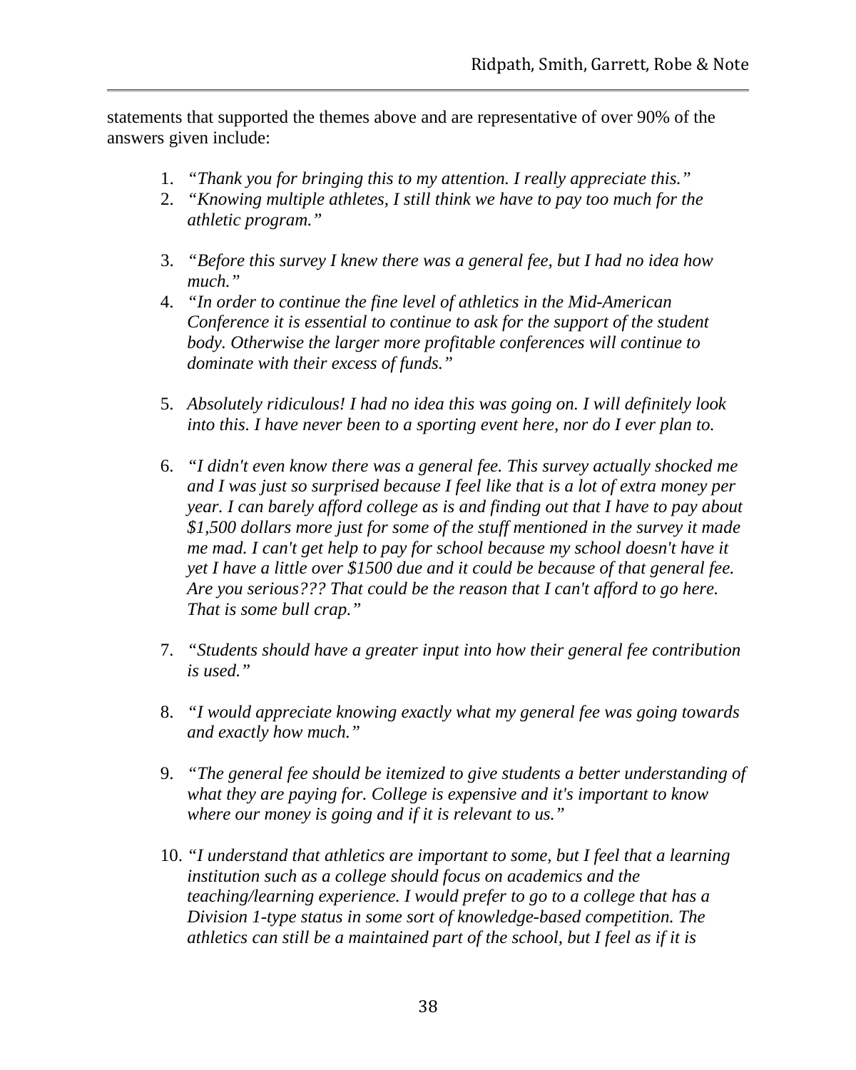statements that supported the themes above and are representative of over 90% of the answers given include:

1. *"Thank you for bringing this to my attention. I really appreciate this."*
2. *"Knowing multiple athletes, I still think we have to pay too much for the athletic program."*
3. *"Before this survey I knew there was a general fee, but I had no idea how much."*
4. *"In order to continue the fine level of athletics in the Mid-American Conference it is essential to continue to ask for the support of the student body. Otherwise the larger more profitable conferences will continue to dominate with their excess of funds."*
5. *Absolutely ridiculous! I had no idea this was going on. I will definitely look into this. I have never been to a sporting event here, nor do I ever plan to.*
6. *"I didn't even know there was a general fee. This survey actually shocked me and I was just so surprised because I feel like that is a lot of extra money per year. I can barely afford college as is and finding out that I have to pay about $1,500 dollars more just for some of the stuff mentioned in the survey it made me mad. I can't get help to pay for school because my school doesn't have it yet I have a little over $1500 due and it could be because of that general fee. Are you serious??? That could be the reason that I can't afford to go here. That is some bull crap."*
7. *"Students should have a greater input into how their general fee contribution is used."*
8. *"I would appreciate knowing exactly what my general fee was going towards and exactly how much."*
9. *"The general fee should be itemized to give students a better understanding of what they are paying for. College is expensive and it's important to know where our money is going and if it is relevant to us."*
10. *"I understand that athletics are important to some, but I feel that a learning institution such as a college should focus on academics and the teaching/learning experience. I would prefer to go to a college that has a Division 1-type status in some sort of knowledge-based competition. The athletics can still be a maintained part of the school, but I feel as if it is*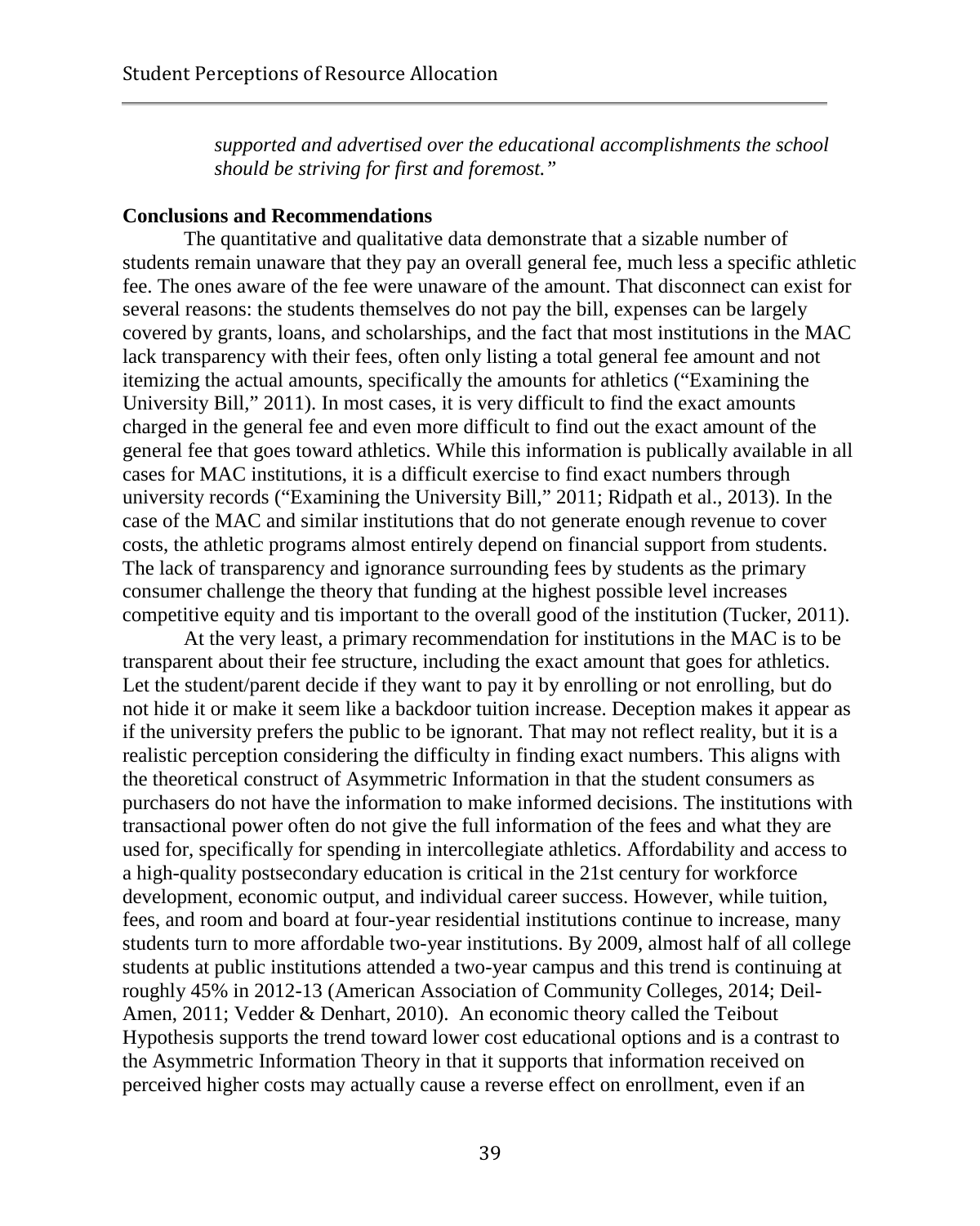*supported and advertised over the educational accomplishments the school should be striving for first and foremost."*

**Conclusions and Recommendations**

The quantitative and qualitative data demonstrate that a sizable number of students remain unaware that they pay an overall general fee, much less a specific athletic fee. The ones aware of the fee were unaware of the amount. That disconnect can exist for several reasons: the students themselves do not pay the bill, expenses can be largely covered by grants, loans, and scholarships, and the fact that most institutions in the MAC lack transparency with their fees, often only listing a total general fee amount and not itemizing the actual amounts, specifically the amounts for athletics ("Examining the University Bill," 2011). In most cases, it is very difficult to find the exact amounts charged in the general fee and even more difficult to find out the exact amount of the general fee that goes toward athletics. While this information is publically available in all cases for MAC institutions, it is a difficult exercise to find exact numbers through university records ("Examining the University Bill," 2011; Ridpath et al., 2013). In the case of the MAC and similar institutions that do not generate enough revenue to cover costs, the athletic programs almost entirely depend on financial support from students. The lack of transparency and ignorance surrounding fees by students as the primary consumer challenge the theory that funding at the highest possible level increases competitive equity and tis important to the overall good of the institution (Tucker, 2011).

At the very least, a primary recommendation for institutions in the MAC is to be transparent about their fee structure, including the exact amount that goes for athletics. Let the student/parent decide if they want to pay it by enrolling or not enrolling, but do not hide it or make it seem like a backdoor tuition increase. Deception makes it appear as if the university prefers the public to be ignorant. That may not reflect reality, but it is a realistic perception considering the difficulty in finding exact numbers. This aligns with the theoretical construct of Asymmetric Information in that the student consumers as purchasers do not have the information to make informed decisions. The institutions with transactional power often do not give the full information of the fees and what they are used for, specifically for spending in intercollegiate athletics. Affordability and access to a high-quality postsecondary education is critical in the 21st century for workforce development, economic output, and individual career success. However, while tuition, fees, and room and board at four-year residential institutions continue to increase, many students turn to more affordable two-year institutions. By 2009, almost half of all college students at public institutions attended a two-year campus and this trend is continuing at roughly 45% in 2012-13 (American Association of Community Colleges, 2014; Deil-Amen, 2011; Vedder & Denhart, 2010). An economic theory called the Teibout Hypothesis supports the trend toward lower cost educational options and is a contrast to the Asymmetric Information Theory in that it supports that information received on perceived higher costs may actually cause a reverse effect on enrollment, even if an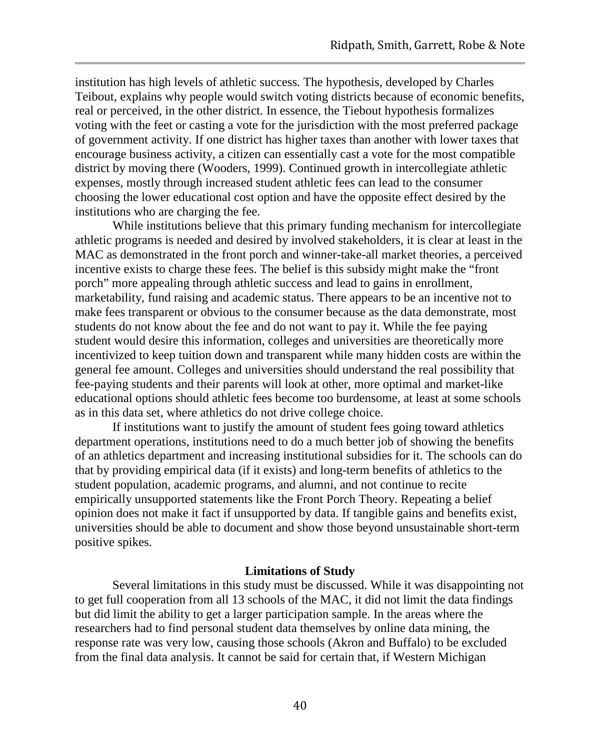institution has high levels of athletic success. The hypothesis, developed by Charles Teibout, explains why people would switch voting districts because of economic benefits, real or perceived, in the other district. In essence, the Tiebout hypothesis formalizes voting with the feet or casting a vote for the jurisdiction with the most preferred package of government activity. If one district has higher taxes than another with lower taxes that encourage business activity, a citizen can essentially cast a vote for the most compatible district by moving there (Wooders, 1999). Continued growth in intercollegiate athletic expenses, mostly through increased student athletic fees can lead to the consumer choosing the lower educational cost option and have the opposite effect desired by the institutions who are charging the fee.

While institutions believe that this primary funding mechanism for intercollegiate athletic programs is needed and desired by involved stakeholders, it is clear at least in the MAC as demonstrated in the front porch and winner-take-all market theories, a perceived incentive exists to charge these fees. The belief is this subsidy might make the "front porch" more appealing through athletic success and lead to gains in enrollment, marketability, fund raising and academic status. There appears to be an incentive not to make fees transparent or obvious to the consumer because as the data demonstrate, most students do not know about the fee and do not want to pay it. While the fee paying student would desire this information, colleges and universities are theoretically more incentivized to keep tuition down and transparent while many hidden costs are within the general fee amount. Colleges and universities should understand the real possibility that fee-paying students and their parents will look at other, more optimal and market-like educational options should athletic fees become too burdensome, at least at some schools as in this data set, where athletics do not drive college choice.

If institutions want to justify the amount of student fees going toward athletics department operations, institutions need to do a much better job of showing the benefits of an athletics department and increasing institutional subsidies for it. The schools can do that by providing empirical data (if it exists) and long-term benefits of athletics to the student population, academic programs, and alumni, and not continue to recite empirically unsupported statements like the Front Porch Theory. Repeating a belief opinion does not make it fact if unsupported by data. If tangible gains and benefits exist, universities should be able to document and show those beyond unsustainable short-term positive spikes.

## Limitations of Study

Several limitations in this study must be discussed. While it was disappointing not to get full cooperation from all 13 schools of the MAC, it did not limit the data findings but did limit the ability to get a larger participation sample. In the areas where the researchers had to find personal student data themselves by online data mining, the response rate was very low, causing those schools (Akron and Buffalo) to be excluded from the final data analysis. It cannot be said for certain that, if Western Michigan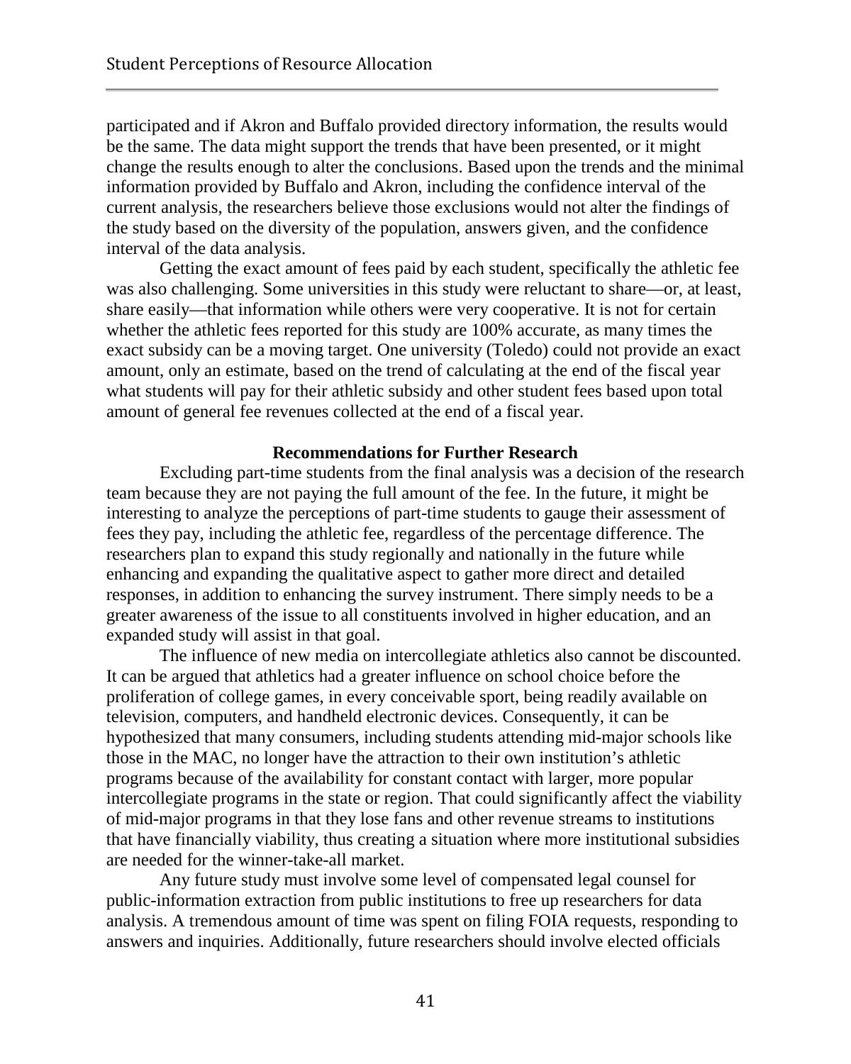participated and if Akron and Buffalo provided directory information, the results would be the same. The data might support the trends that have been presented, or it might change the results enough to alter the conclusions. Based upon the trends and the minimal information provided by Buffalo and Akron, including the confidence interval of the current analysis, the researchers believe those exclusions would not alter the findings of the study based on the diversity of the population, answers given, and the confidence interval of the data analysis.

Getting the exact amount of fees paid by each student, specifically the athletic fee was also challenging. Some universities in this study were reluctant to share—or, at least, share easily—that information while others were very cooperative. It is not for certain whether the athletic fees reported for this study are 100% accurate, as many times the exact subsidy can be a moving target. One university (Toledo) could not provide an exact amount, only an estimate, based on the trend of calculating at the end of the fiscal year what students will pay for their athletic subsidy and other student fees based upon total amount of general fee revenues collected at the end of a fiscal year.

## Recommendations for Further Research

Excluding part-time students from the final analysis was a decision of the research team because they are not paying the full amount of the fee. In the future, it might be interesting to analyze the perceptions of part-time students to gauge their assessment of fees they pay, including the athletic fee, regardless of the percentage difference. The researchers plan to expand this study regionally and nationally in the future while enhancing and expanding the qualitative aspect to gather more direct and detailed responses, in addition to enhancing the survey instrument. There simply needs to be a greater awareness of the issue to all constituents involved in higher education, and an expanded study will assist in that goal.

The influence of new media on intercollegiate athletics also cannot be discounted. It can be argued that athletics had a greater influence on school choice before the proliferation of college games, in every conceivable sport, being readily available on television, computers, and handheld electronic devices. Consequently, it can be hypothesized that many consumers, including students attending mid-major schools like those in the MAC, no longer have the attraction to their own institution's athletic programs because of the availability for constant contact with larger, more popular intercollegiate programs in the state or region. That could significantly affect the viability of mid-major programs in that they lose fans and other revenue streams to institutions that have financially viability, thus creating a situation where more institutional subsidies are needed for the winner-take-all market.

Any future study must involve some level of compensated legal counsel for public-information extraction from public institutions to free up researchers for data analysis. A tremendous amount of time was spent on filing FOIA requests, responding to answers and inquiries. Additionally, future researchers should involve elected officials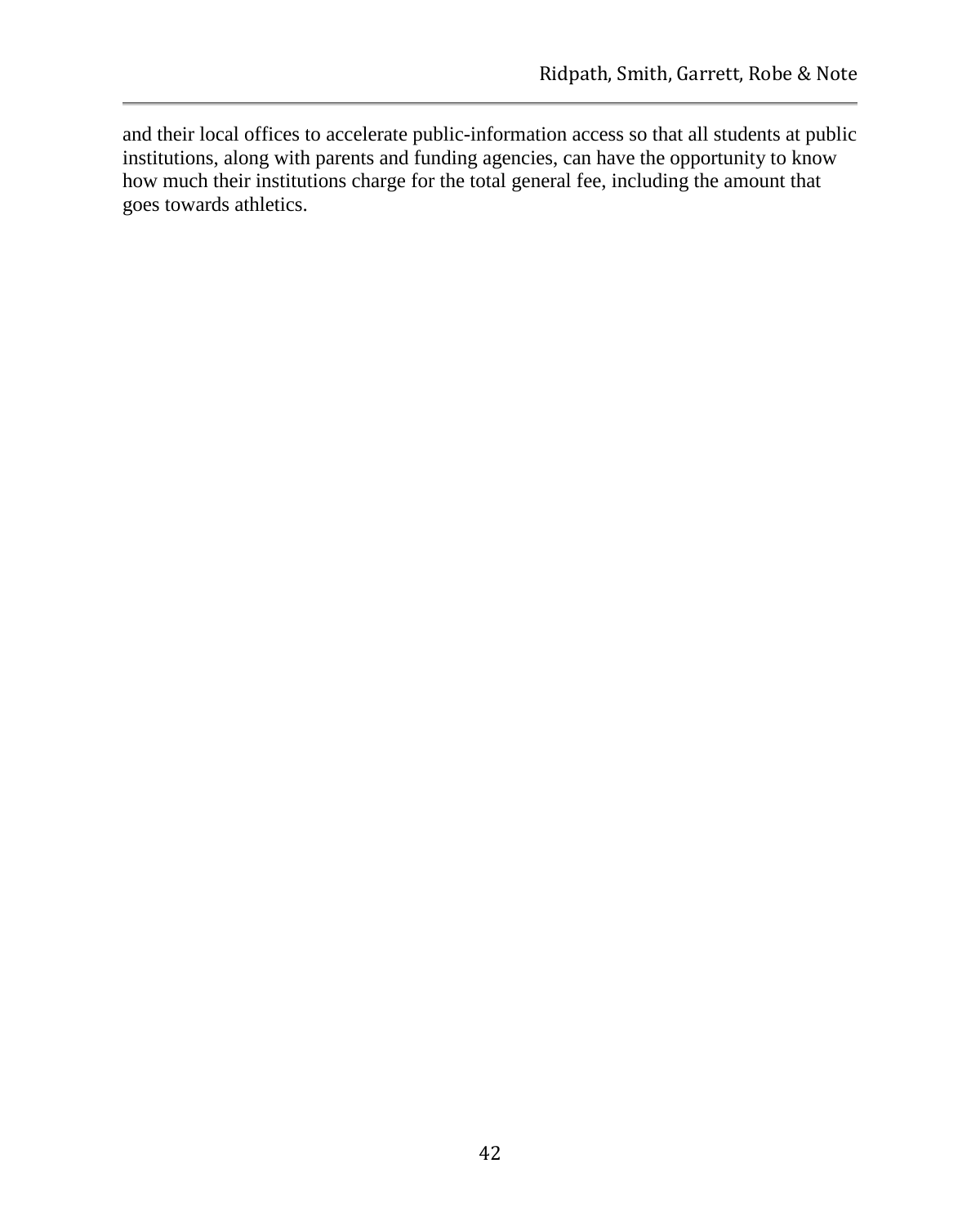and their local offices to accelerate public-information access so that all students at public institutions, along with parents and funding agencies, can have the opportunity to know how much their institutions charge for the total general fee, including the amount that goes towards athletics.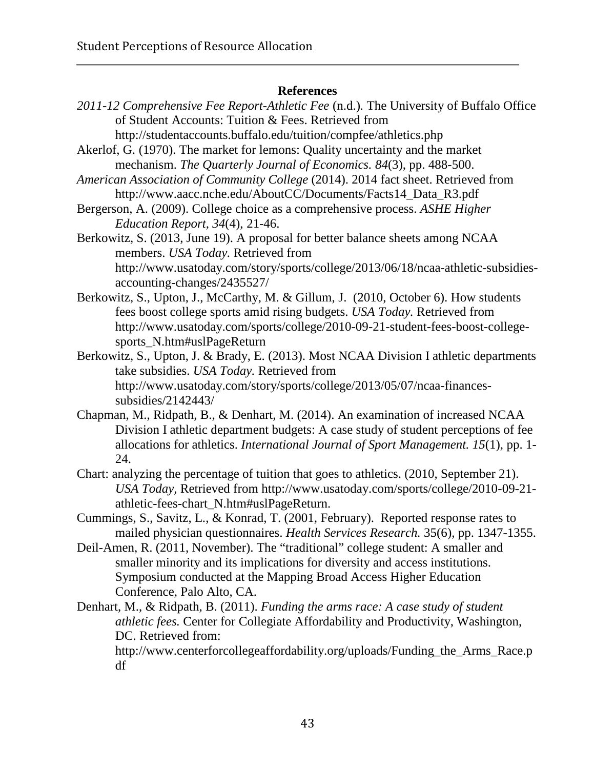## References

*2011-12 Comprehensive Fee Report-Athletic Fee* (n.d.). The University of Buffalo Office of Student Accounts: Tuition & Fees. Retrieved from http://studentaccounts.buffalo.edu/tuition/compfee/athletics.php

Akerlof, G. (1970). The market for lemons: Quality uncertainty and the market mechanism. *The Quarterly Journal of Economics. 84*(3), pp. 488-500.

*American Association of Community College* (2014). 2014 fact sheet. Retrieved from http://www.aacc.nche.edu/AboutCC/Documents/Facts14_Data_R3.pdf

Bergerson, A. (2009). College choice as a comprehensive process. *ASHE Higher Education Report, 34*(4), 21-46.

Berkowitz, S. (2013, June 19). A proposal for better balance sheets among NCAA members. *USA Today.* Retrieved from http://www.usatoday.com/story/sports/college/2013/06/18/ncaa-athletic-subsidies-accounting-changes/2435527/

Berkowitz, S., Upton, J., McCarthy, M. & Gillum, J. (2010, October 6). How students fees boost college sports amid rising budgets. *USA Today.* Retrieved from http://www.usatoday.com/sports/college/2010-09-21-student-fees-boost-college-sports_N.htm#uslPageReturn

Berkowitz, S., Upton, J. & Brady, E. (2013). Most NCAA Division I athletic departments take subsidies. *USA Today.* Retrieved from http://www.usatoday.com/story/sports/college/2013/05/07/ncaa-finances-subsidies/2142443/

Chapman, M., Ridpath, B., & Denhart, M. (2014). An examination of increased NCAA Division I athletic department budgets: A case study of student perceptions of fee allocations for athletics. *International Journal of Sport Management. 15*(1), pp. 1-24.

Chart: analyzing the percentage of tuition that goes to athletics. (2010, September 21). *USA Today,* Retrieved from http://www.usatoday.com/sports/college/2010-09-21-athletic-fees-chart_N.htm#uslPageReturn.

Cummings, S., Savitz, L., & Konrad, T. (2001, February). Reported response rates to mailed physician questionnaires. *Health Services Research.* 35(6), pp. 1347-1355.

Deil-Amen, R. (2011, November). The "traditional" college student: A smaller and smaller minority and its implications for diversity and access institutions. Symposium conducted at the Mapping Broad Access Higher Education Conference, Palo Alto, CA.

Denhart, M., & Ridpath, B. (2011). *Funding the arms race: A case study of student athletic fees.* Center for Collegiate Affordability and Productivity, Washington, DC. Retrieved from: http://www.centerforcollegeaffordability.org/uploads/Funding_the_Arms_Race.pdf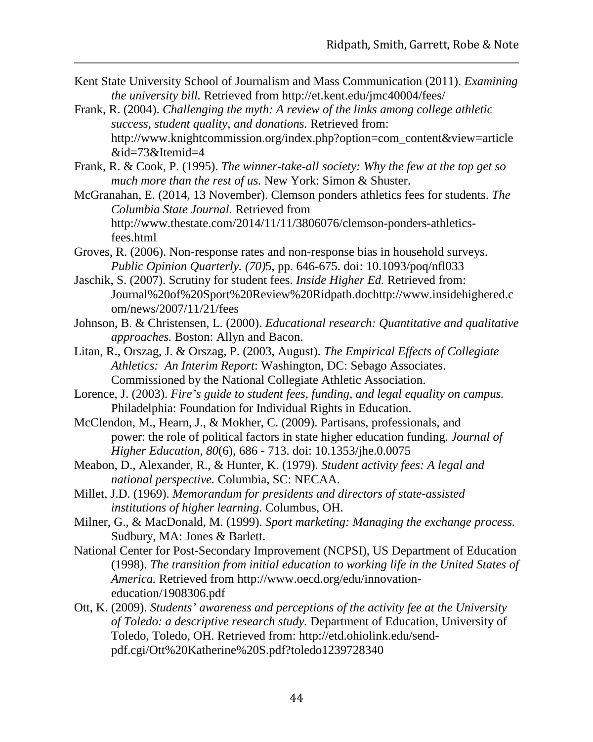Kent State University School of Journalism and Mass Communication (2011). *Examining the university bill.* Retrieved from http://et.kent.edu/jmc40004/fees/

Frank, R. (2004). *Challenging the myth: A review of the links among college athletic success, student quality, and donations.* Retrieved from: http://www.knightcommission.org/index.php?option=com_content&view=article&id=73&Itemid=4

Frank, R. & Cook, P. (1995). *The winner-take-all society: Why the few at the top get so much more than the rest of us.* New York: Simon & Shuster.

McGranahan, E. (2014, 13 November). Clemson ponders athletics fees for students. *The Columbia State Journal.* Retrieved from http://www.thestate.com/2014/11/11/3806076/clemson-ponders-athletics-fees.html

Groves, R. (2006). Non-response rates and non-response bias in household surveys. *Public Opinion Quarterly. (70)*5, pp. 646-675. doi: 10.1093/poq/nfl033

Jaschik, S. (2007). Scrutiny for student fees. *Inside Higher Ed.* Retrieved from: Journal%20of%20Sport%20Review%20Ridpath.dochttp://www.insidehighered.com/news/2007/11/21/fees

Johnson, B. & Christensen, L. (2000). *Educational research: Quantitative and qualitative approaches.* Boston: Allyn and Bacon.

Litan, R., Orszag, J. & Orszag, P. (2003, August). *The Empirical Effects of Collegiate Athletics: An Interim Report*: Washington, DC: Sebago Associates. Commissioned by the National Collegiate Athletic Association.

Lorence, J. (2003). *Fire's guide to student fees, funding, and legal equality on campus.* Philadelphia: Foundation for Individual Rights in Education.

McClendon, M., Hearn, J., & Mokher, C. (2009). Partisans, professionals, and power: the role of political factors in state higher education funding. *Journal of Higher Education, 80*(6), 686 - 713. doi: 10.1353/jhe.0.0075

Meabon, D., Alexander, R., & Hunter, K. (1979). *Student activity fees: A legal and national perspective.* Columbia, SC: NECAA.

Millet, J.D. (1969). *Memorandum for presidents and directors of state-assisted institutions of higher learning.* Columbus, OH.

Milner, G., & MacDonald, M. (1999). *Sport marketing: Managing the exchange process.* Sudbury, MA: Jones & Barlett.

National Center for Post-Secondary Improvement (NCPSI), US Department of Education (1998). *The transition from initial education to working life in the United States of America.* Retrieved from http://www.oecd.org/edu/innovation-education/1908306.pdf

Ott, K. (2009). *Students' awareness and perceptions of the activity fee at the University of Toledo: a descriptive research study.* Department of Education, University of Toledo, Toledo, OH. Retrieved from: http://etd.ohiolink.edu/send-pdf.cgi/Ott%20Katherine%20S.pdf?toledo1239728340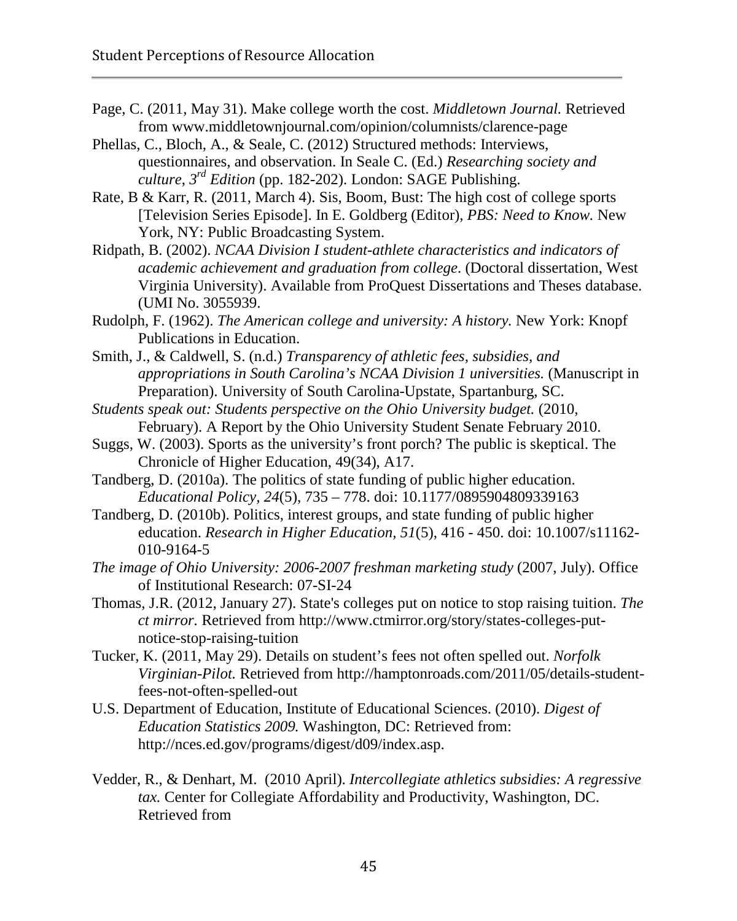Page, C. (2011, May 31). Make college worth the cost. *Middletown Journal.* Retrieved from www.middletownjournal.com/opinion/columnists/clarence-page

Phellas, C., Bloch, A., & Seale, C. (2012) Structured methods: Interviews, questionnaires, and observation. In Seale C. (Ed.) *Researching society and culture, 3rd Edition* (pp. 182-202). London: SAGE Publishing.

Rate, B & Karr, R. (2011, March 4). Sis, Boom, Bust: The high cost of college sports [Television Series Episode]. In E. Goldberg (Editor), *PBS: Need to Know.* New York, NY: Public Broadcasting System.

Ridpath, B. (2002). *NCAA Division I student-athlete characteristics and indicators of academic achievement and graduation from college*. (Doctoral dissertation, West Virginia University). Available from ProQuest Dissertations and Theses database. (UMI No. 3055939.

Rudolph, F. (1962). *The American college and university: A history.* New York: Knopf Publications in Education.

Smith, J., & Caldwell, S. (n.d.) *Transparency of athletic fees, subsidies, and appropriations in South Carolina's NCAA Division 1 universities.* (Manuscript in Preparation). University of South Carolina-Upstate, Spartanburg, SC.

*Students speak out: Students perspective on the Ohio University budget.* (2010, February). A Report by the Ohio University Student Senate February 2010.

Suggs, W. (2003). Sports as the university's front porch? The public is skeptical. The Chronicle of Higher Education, 49(34), A17.

Tandberg, D. (2010a). The politics of state funding of public higher education. *Educational Policy, 24*(5), 735 – 778. doi: 10.1177/0895904809339163

Tandberg, D. (2010b). Politics, interest groups, and state funding of public higher education. *Research in Higher Education, 51*(5), 416 - 450. doi: 10.1007/s11162-010-9164-5

*The image of Ohio University: 2006-2007 freshman marketing study* (2007, July). Office of Institutional Research: 07-SI-24

Thomas, J.R. (2012, January 27). State's colleges put on notice to stop raising tuition. *The ct mirror.* Retrieved from http://www.ctmirror.org/story/states-colleges-put-notice-stop-raising-tuition

Tucker, K. (2011, May 29). Details on student's fees not often spelled out. *Norfolk Virginian-Pilot.* Retrieved from http://hamptonroads.com/2011/05/details-student-fees-not-often-spelled-out

U.S. Department of Education, Institute of Educational Sciences. (2010). *Digest of Education Statistics 2009.* Washington, DC: Retrieved from: http://nces.ed.gov/programs/digest/d09/index.asp.

Vedder, R., & Denhart, M. (2010 April). *Intercollegiate athletics subsidies: A regressive tax.* Center for Collegiate Affordability and Productivity, Washington, DC. Retrieved from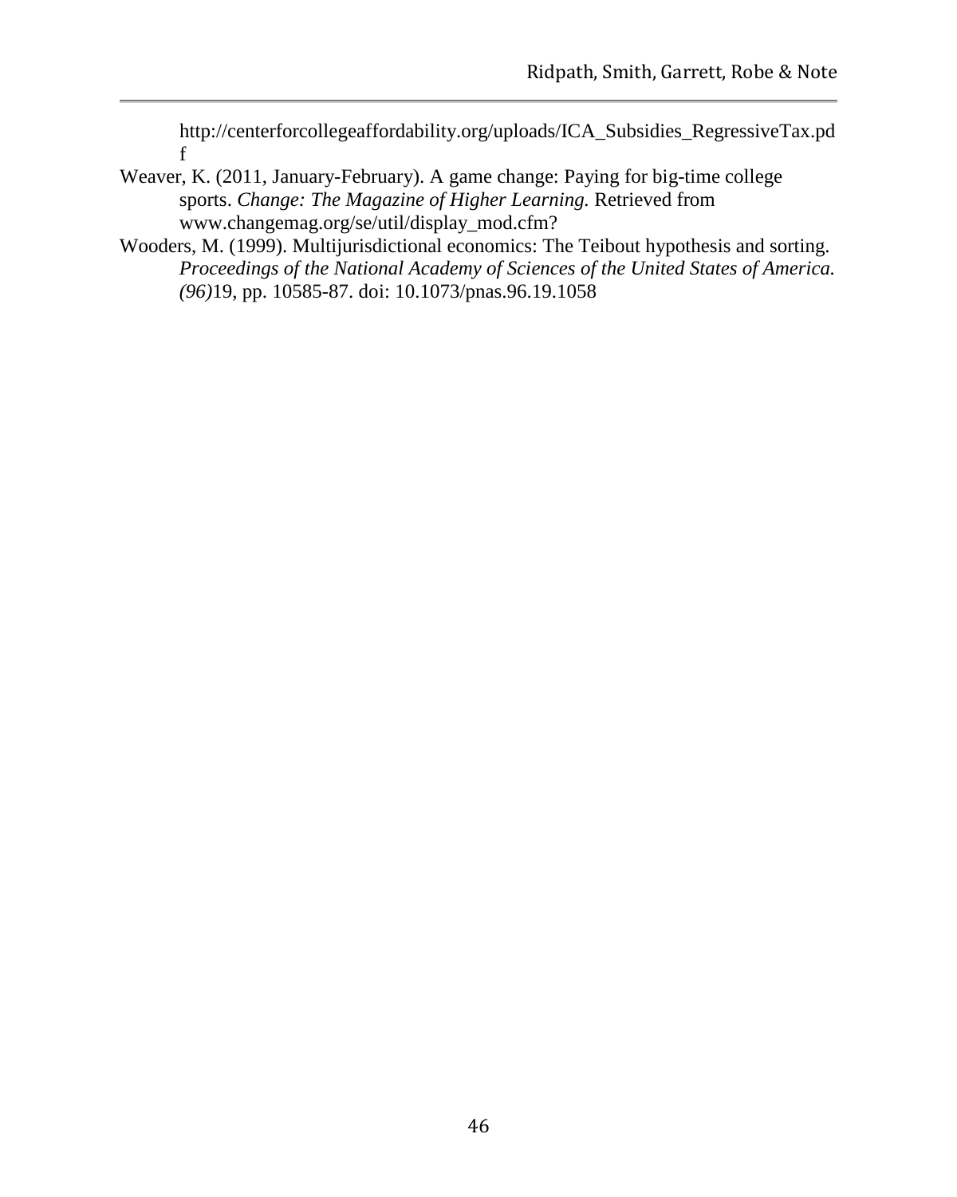http://centerforcollegeaffordability.org/uploads/ICA_Subsidies_RegressiveTax.pdf

Weaver, K. (2011, January-February). A game change: Paying for big-time college sports. *Change: The Magazine of Higher Learning.* Retrieved from www.changemag.org/se/util/display_mod.cfm?

Wooders, M. (1999). Multijurisdictional economics: The Teibout hypothesis and sorting. *Proceedings of the National Academy of Sciences of the United States of America. (96)*19, pp. 10585-87. doi: 10.1073/pnas.96.19.1058